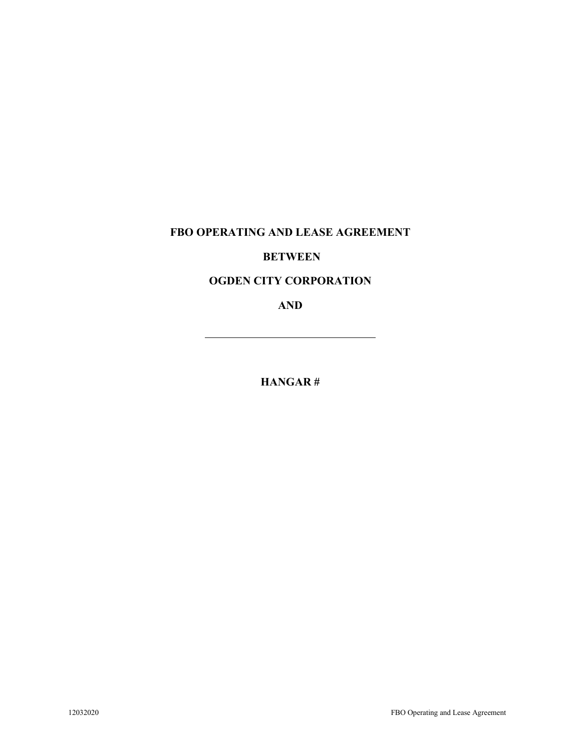**FBO OPERATING AND LEASE AGREEMENT**

**BETWEEN**

**OGDEN CITY CORPORATION**

**AND**

\_\_\_\_\_\_\_\_\_\_\_\_\_\_\_\_\_\_\_\_\_\_\_\_\_\_\_\_\_\_\_\_

**HANGAR #**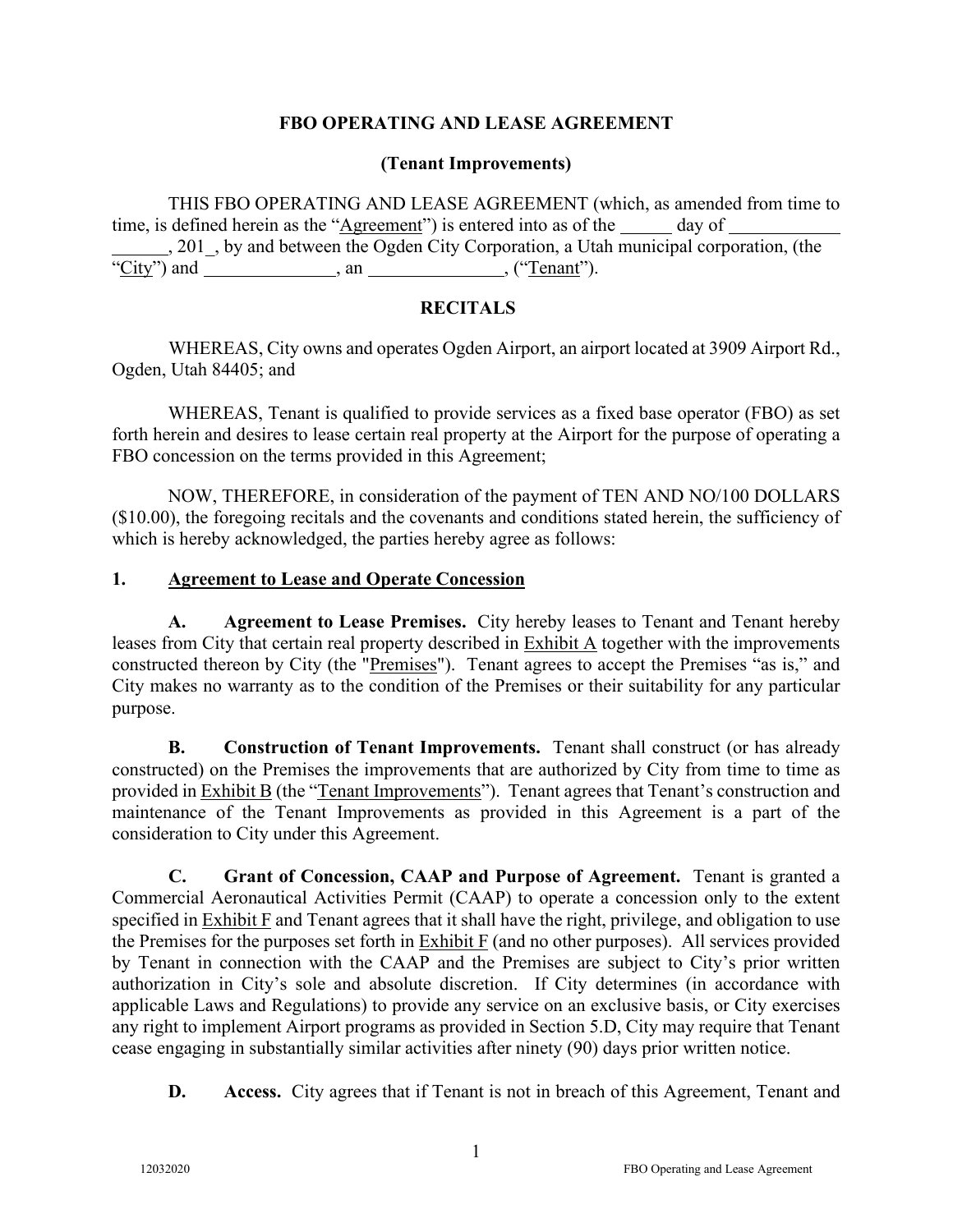**FBO OPERATING AND LEASE AGREEMENT**

**(Tenant Improvements)**

THIS FBO OPERATING AND LEASE AGREEMENT (which, as amended from time to time, is defined herein as the "Agreement") is entered into as of the ______ day of ____________ ______, 201_, by and between the Ogden City Corporation, a Utah municipal corporation, (the "City") and ______________, an ______________, ("Tenant").

## RECITALS

WHEREAS, City owns and operates Ogden Airport, an airport located at 3909 Airport Rd., Ogden, Utah 84405; and

WHEREAS, Tenant is qualified to provide services as a fixed base operator (FBO) as set forth herein and desires to lease certain real property at the Airport for the purpose of operating a FBO concession on the terms provided in this Agreement;

NOW, THEREFORE, in consideration of the payment of TEN AND NO/100 DOLLARS ($10.00), the foregoing recitals and the covenants and conditions stated herein, the sufficiency of which is hereby acknowledged, the parties hereby agree as follows:

## 1. Agreement to Lease and Operate Concession

**A. Agreement to Lease Premises.** City hereby leases to Tenant and Tenant hereby leases from City that certain real property described in Exhibit A together with the improvements constructed thereon by City (the "Premises"). Tenant agrees to accept the Premises "as is," and City makes no warranty as to the condition of the Premises or their suitability for any particular purpose.

**B. Construction of Tenant Improvements.** Tenant shall construct (or has already constructed) on the Premises the improvements that are authorized by City from time to time as provided in Exhibit B (the "Tenant Improvements"). Tenant agrees that Tenant's construction and maintenance of the Tenant Improvements as provided in this Agreement is a part of the consideration to City under this Agreement.

**C. Grant of Concession, CAAP and Purpose of Agreement.** Tenant is granted a Commercial Aeronautical Activities Permit (CAAP) to operate a concession only to the extent specified in Exhibit F and Tenant agrees that it shall have the right, privilege, and obligation to use the Premises for the purposes set forth in Exhibit F (and no other purposes). All services provided by Tenant in connection with the CAAP and the Premises are subject to City's prior written authorization in City's sole and absolute discretion. If City determines (in accordance with applicable Laws and Regulations) to provide any service on an exclusive basis, or City exercises any right to implement Airport programs as provided in Section 5.D, City may require that Tenant cease engaging in substantially similar activities after ninety (90) days prior written notice.

**D. Access.** City agrees that if Tenant is not in breach of this Agreement, Tenant and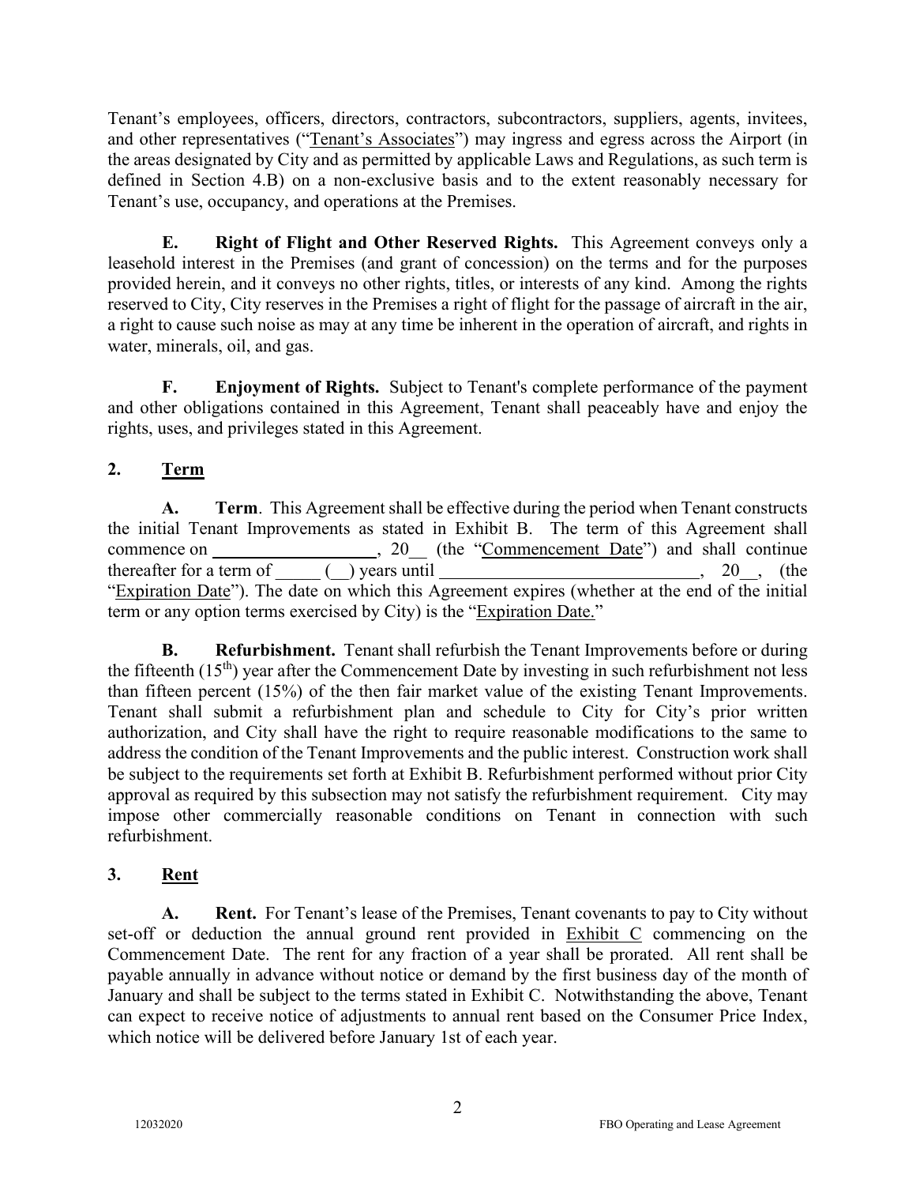Tenant's employees, officers, directors, contractors, subcontractors, suppliers, agents, invitees, and other representatives ("Tenant's Associates") may ingress and egress across the Airport (in the areas designated by City and as permitted by applicable Laws and Regulations, as such term is defined in Section 4.B) on a non-exclusive basis and to the extent reasonably necessary for Tenant's use, occupancy, and operations at the Premises.

**E. Right of Flight and Other Reserved Rights.** This Agreement conveys only a leasehold interest in the Premises (and grant of concession) on the terms and for the purposes provided herein, and it conveys no other rights, titles, or interests of any kind. Among the rights reserved to City, City reserves in the Premises a right of flight for the passage of aircraft in the air, a right to cause such noise as may at any time be inherent in the operation of aircraft, and rights in water, minerals, oil, and gas.

**F. Enjoyment of Rights.** Subject to Tenant's complete performance of the payment and other obligations contained in this Agreement, Tenant shall peaceably have and enjoy the rights, uses, and privileges stated in this Agreement.

## 2. Term

**A. Term**. This Agreement shall be effective during the period when Tenant constructs the initial Tenant Improvements as stated in Exhibit B. The term of this Agreement shall commence on \_\_\_\_\_\_\_\_\_\_\_\_\_\_\_\_\_\_, 20\_\_ (the "Commencement Date") and shall continue thereafter for a term of \_\_\_\_\_ (\_\_) years until \_\_\_\_\_\_\_\_\_\_\_\_\_\_\_\_\_\_\_\_\_\_\_\_\_\_\_\_, 20\_\_, (the "Expiration Date"). The date on which this Agreement expires (whether at the end of the initial term or any option terms exercised by City) is the "Expiration Date."

**B. Refurbishment.** Tenant shall refurbish the Tenant Improvements before or during the fifteenth (15th) year after the Commencement Date by investing in such refurbishment not less than fifteen percent (15%) of the then fair market value of the existing Tenant Improvements. Tenant shall submit a refurbishment plan and schedule to City for City's prior written authorization, and City shall have the right to require reasonable modifications to the same to address the condition of the Tenant Improvements and the public interest. Construction work shall be subject to the requirements set forth at Exhibit B. Refurbishment performed without prior City approval as required by this subsection may not satisfy the refurbishment requirement. City may impose other commercially reasonable conditions on Tenant in connection with such refurbishment.

## 3. Rent

**A. Rent.** For Tenant's lease of the Premises, Tenant covenants to pay to City without set-off or deduction the annual ground rent provided in Exhibit C commencing on the Commencement Date. The rent for any fraction of a year shall be prorated. All rent shall be payable annually in advance without notice or demand by the first business day of the month of January and shall be subject to the terms stated in Exhibit C. Notwithstanding the above, Tenant can expect to receive notice of adjustments to annual rent based on the Consumer Price Index, which notice will be delivered before January 1st of each year.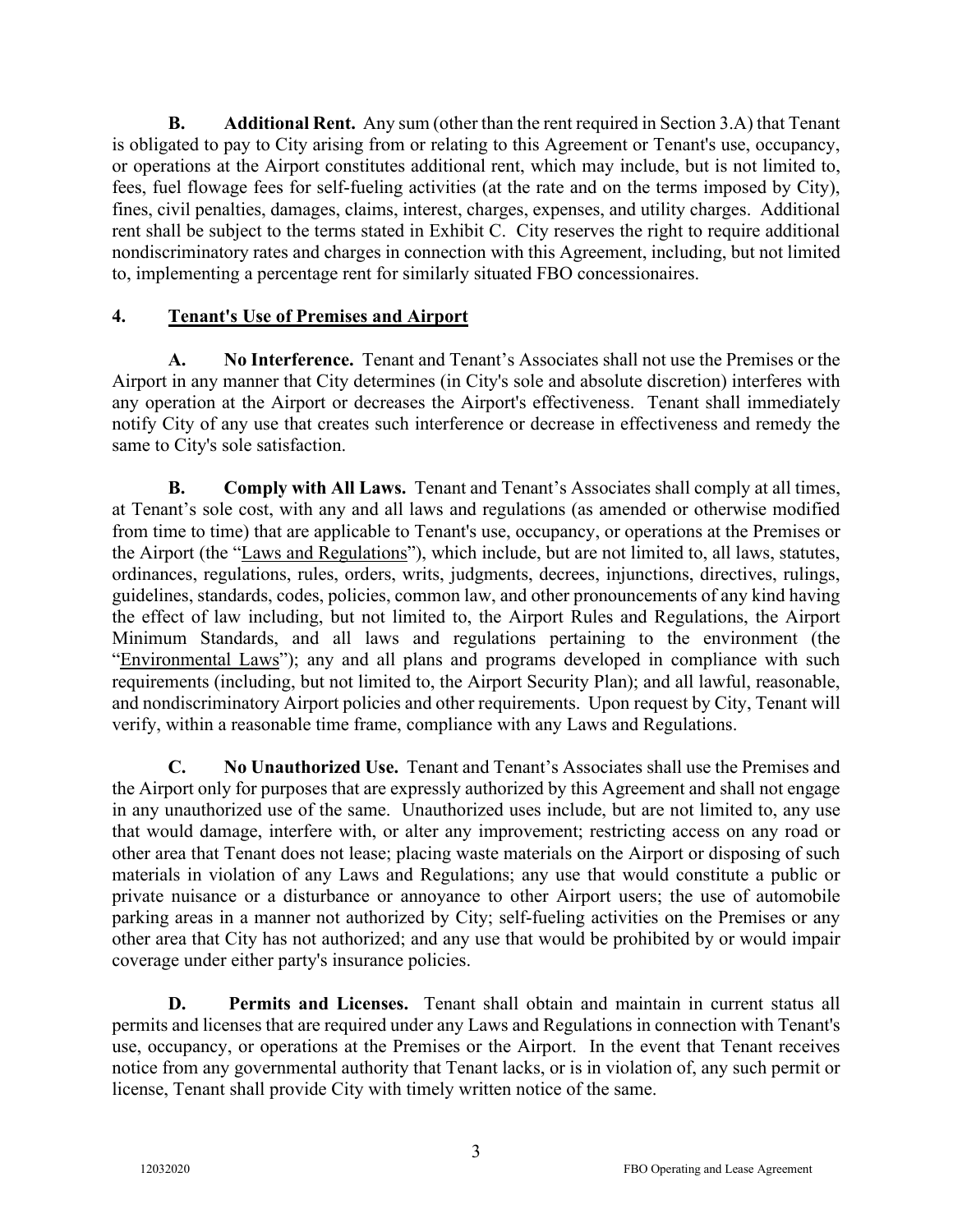**B. Additional Rent.** Any sum (other than the rent required in Section 3.A) that Tenant is obligated to pay to City arising from or relating to this Agreement or Tenant's use, occupancy, or operations at the Airport constitutes additional rent, which may include, but is not limited to, fees, fuel flowage fees for self-fueling activities (at the rate and on the terms imposed by City), fines, civil penalties, damages, claims, interest, charges, expenses, and utility charges. Additional rent shall be subject to the terms stated in Exhibit C. City reserves the right to require additional nondiscriminatory rates and charges in connection with this Agreement, including, but not limited to, implementing a percentage rent for similarly situated FBO concessionaires.

## 4. Tenant's Use of Premises and Airport

**A. No Interference.** Tenant and Tenant's Associates shall not use the Premises or the Airport in any manner that City determines (in City's sole and absolute discretion) interferes with any operation at the Airport or decreases the Airport's effectiveness. Tenant shall immediately notify City of any use that creates such interference or decrease in effectiveness and remedy the same to City's sole satisfaction.

**B. Comply with All Laws.** Tenant and Tenant's Associates shall comply at all times, at Tenant's sole cost, with any and all laws and regulations (as amended or otherwise modified from time to time) that are applicable to Tenant's use, occupancy, or operations at the Premises or the Airport (the "Laws and Regulations"), which include, but are not limited to, all laws, statutes, ordinances, regulations, rules, orders, writs, judgments, decrees, injunctions, directives, rulings, guidelines, standards, codes, policies, common law, and other pronouncements of any kind having the effect of law including, but not limited to, the Airport Rules and Regulations, the Airport Minimum Standards, and all laws and regulations pertaining to the environment (the "Environmental Laws"); any and all plans and programs developed in compliance with such requirements (including, but not limited to, the Airport Security Plan); and all lawful, reasonable, and nondiscriminatory Airport policies and other requirements. Upon request by City, Tenant will verify, within a reasonable time frame, compliance with any Laws and Regulations.

**C. No Unauthorized Use.** Tenant and Tenant's Associates shall use the Premises and the Airport only for purposes that are expressly authorized by this Agreement and shall not engage in any unauthorized use of the same. Unauthorized uses include, but are not limited to, any use that would damage, interfere with, or alter any improvement; restricting access on any road or other area that Tenant does not lease; placing waste materials on the Airport or disposing of such materials in violation of any Laws and Regulations; any use that would constitute a public or private nuisance or a disturbance or annoyance to other Airport users; the use of automobile parking areas in a manner not authorized by City; self-fueling activities on the Premises or any other area that City has not authorized; and any use that would be prohibited by or would impair coverage under either party's insurance policies.

**D. Permits and Licenses.** Tenant shall obtain and maintain in current status all permits and licenses that are required under any Laws and Regulations in connection with Tenant's use, occupancy, or operations at the Premises or the Airport. In the event that Tenant receives notice from any governmental authority that Tenant lacks, or is in violation of, any such permit or license, Tenant shall provide City with timely written notice of the same.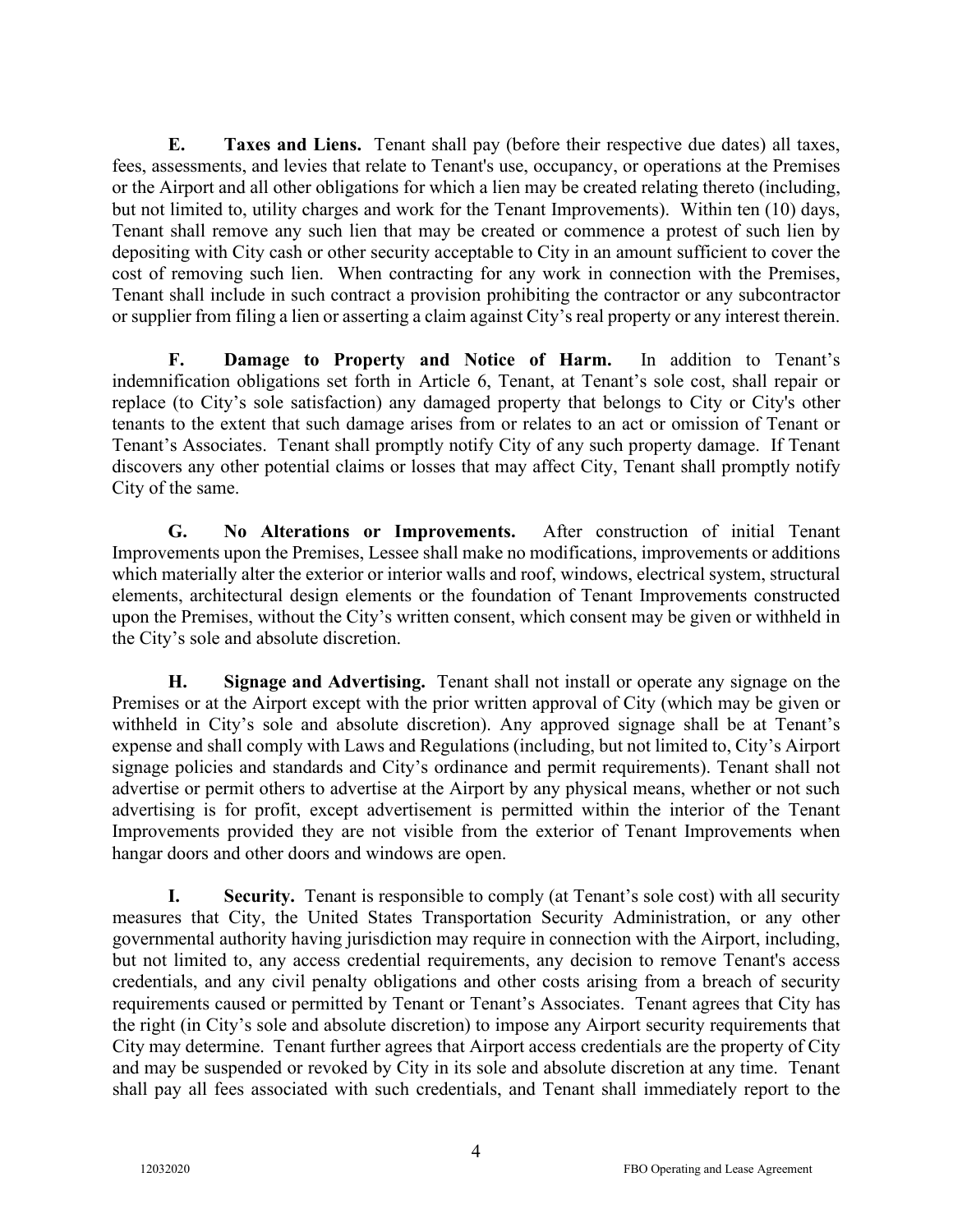**E. Taxes and Liens.** Tenant shall pay (before their respective due dates) all taxes, fees, assessments, and levies that relate to Tenant's use, occupancy, or operations at the Premises or the Airport and all other obligations for which a lien may be created relating thereto (including, but not limited to, utility charges and work for the Tenant Improvements). Within ten (10) days, Tenant shall remove any such lien that may be created or commence a protest of such lien by depositing with City cash or other security acceptable to City in an amount sufficient to cover the cost of removing such lien. When contracting for any work in connection with the Premises, Tenant shall include in such contract a provision prohibiting the contractor or any subcontractor or supplier from filing a lien or asserting a claim against City's real property or any interest therein.

**F. Damage to Property and Notice of Harm.** In addition to Tenant's indemnification obligations set forth in Article 6, Tenant, at Tenant's sole cost, shall repair or replace (to City's sole satisfaction) any damaged property that belongs to City or City's other tenants to the extent that such damage arises from or relates to an act or omission of Tenant or Tenant's Associates. Tenant shall promptly notify City of any such property damage. If Tenant discovers any other potential claims or losses that may affect City, Tenant shall promptly notify City of the same.

**G. No Alterations or Improvements.** After construction of initial Tenant Improvements upon the Premises, Lessee shall make no modifications, improvements or additions which materially alter the exterior or interior walls and roof, windows, electrical system, structural elements, architectural design elements or the foundation of Tenant Improvements constructed upon the Premises, without the City's written consent, which consent may be given or withheld in the City's sole and absolute discretion.

**H. Signage and Advertising.** Tenant shall not install or operate any signage on the Premises or at the Airport except with the prior written approval of City (which may be given or withheld in City's sole and absolute discretion). Any approved signage shall be at Tenant's expense and shall comply with Laws and Regulations (including, but not limited to, City's Airport signage policies and standards and City's ordinance and permit requirements). Tenant shall not advertise or permit others to advertise at the Airport by any physical means, whether or not such advertising is for profit, except advertisement is permitted within the interior of the Tenant Improvements provided they are not visible from the exterior of Tenant Improvements when hangar doors and other doors and windows are open.

**I. Security.** Tenant is responsible to comply (at Tenant's sole cost) with all security measures that City, the United States Transportation Security Administration, or any other governmental authority having jurisdiction may require in connection with the Airport, including, but not limited to, any access credential requirements, any decision to remove Tenant's access credentials, and any civil penalty obligations and other costs arising from a breach of security requirements caused or permitted by Tenant or Tenant's Associates. Tenant agrees that City has the right (in City's sole and absolute discretion) to impose any Airport security requirements that City may determine. Tenant further agrees that Airport access credentials are the property of City and may be suspended or revoked by City in its sole and absolute discretion at any time. Tenant shall pay all fees associated with such credentials, and Tenant shall immediately report to the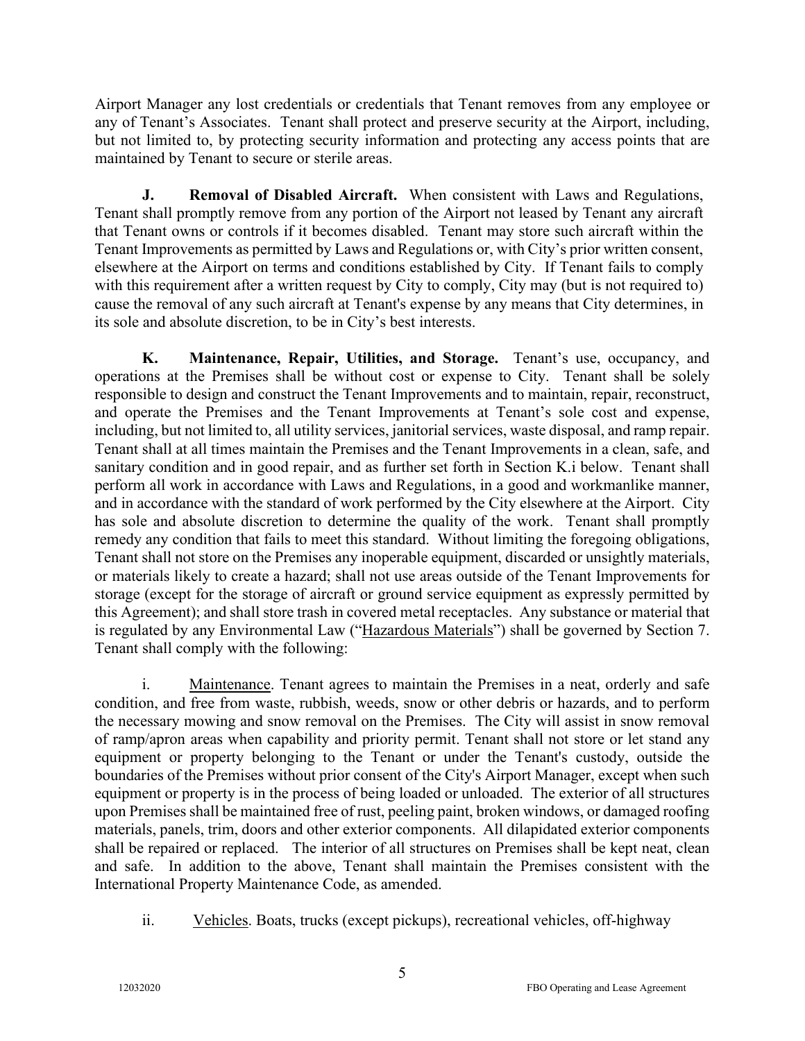Airport Manager any lost credentials or credentials that Tenant removes from any employee or any of Tenant's Associates. Tenant shall protect and preserve security at the Airport, including, but not limited to, by protecting security information and protecting any access points that are maintained by Tenant to secure or sterile areas.

**J. Removal of Disabled Aircraft.** When consistent with Laws and Regulations, Tenant shall promptly remove from any portion of the Airport not leased by Tenant any aircraft that Tenant owns or controls if it becomes disabled. Tenant may store such aircraft within the Tenant Improvements as permitted by Laws and Regulations or, with City's prior written consent, elsewhere at the Airport on terms and conditions established by City. If Tenant fails to comply with this requirement after a written request by City to comply, City may (but is not required to) cause the removal of any such aircraft at Tenant's expense by any means that City determines, in its sole and absolute discretion, to be in City's best interests.

**K. Maintenance, Repair, Utilities, and Storage.** Tenant's use, occupancy, and operations at the Premises shall be without cost or expense to City. Tenant shall be solely responsible to design and construct the Tenant Improvements and to maintain, repair, reconstruct, and operate the Premises and the Tenant Improvements at Tenant's sole cost and expense, including, but not limited to, all utility services, janitorial services, waste disposal, and ramp repair. Tenant shall at all times maintain the Premises and the Tenant Improvements in a clean, safe, and sanitary condition and in good repair, and as further set forth in Section K.i below. Tenant shall perform all work in accordance with Laws and Regulations, in a good and workmanlike manner, and in accordance with the standard of work performed by the City elsewhere at the Airport. City has sole and absolute discretion to determine the quality of the work. Tenant shall promptly remedy any condition that fails to meet this standard. Without limiting the foregoing obligations, Tenant shall not store on the Premises any inoperable equipment, discarded or unsightly materials, or materials likely to create a hazard; shall not use areas outside of the Tenant Improvements for storage (except for the storage of aircraft or ground service equipment as expressly permitted by this Agreement); and shall store trash in covered metal receptacles. Any substance or material that is regulated by any Environmental Law ("Hazardous Materials") shall be governed by Section 7. Tenant shall comply with the following:

i. Maintenance. Tenant agrees to maintain the Premises in a neat, orderly and safe condition, and free from waste, rubbish, weeds, snow or other debris or hazards, and to perform the necessary mowing and snow removal on the Premises. The City will assist in snow removal of ramp/apron areas when capability and priority permit. Tenant shall not store or let stand any equipment or property belonging to the Tenant or under the Tenant's custody, outside the boundaries of the Premises without prior consent of the City's Airport Manager, except when such equipment or property is in the process of being loaded or unloaded. The exterior of all structures upon Premises shall be maintained free of rust, peeling paint, broken windows, or damaged roofing materials, panels, trim, doors and other exterior components. All dilapidated exterior components shall be repaired or replaced. The interior of all structures on Premises shall be kept neat, clean and safe. In addition to the above, Tenant shall maintain the Premises consistent with the International Property Maintenance Code, as amended.

ii. Vehicles. Boats, trucks (except pickups), recreational vehicles, off-highway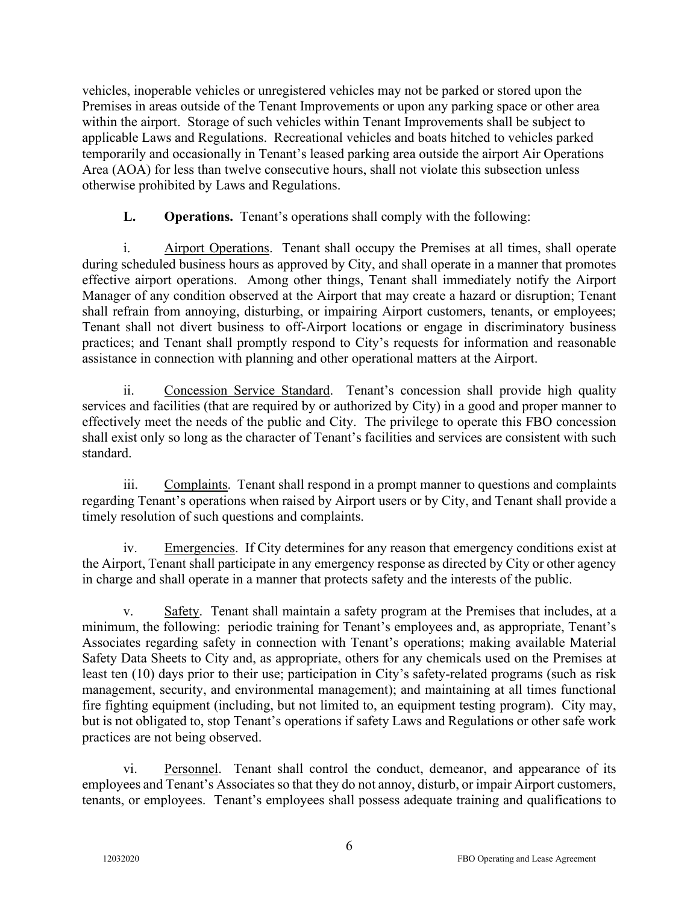vehicles, inoperable vehicles or unregistered vehicles may not be parked or stored upon the Premises in areas outside of the Tenant Improvements or upon any parking space or other area within the airport. Storage of such vehicles within Tenant Improvements shall be subject to applicable Laws and Regulations. Recreational vehicles and boats hitched to vehicles parked temporarily and occasionally in Tenant's leased parking area outside the airport Air Operations Area (AOA) for less than twelve consecutive hours, shall not violate this subsection unless otherwise prohibited by Laws and Regulations.

**L. Operations.** Tenant's operations shall comply with the following:

i. Airport Operations. Tenant shall occupy the Premises at all times, shall operate during scheduled business hours as approved by City, and shall operate in a manner that promotes effective airport operations. Among other things, Tenant shall immediately notify the Airport Manager of any condition observed at the Airport that may create a hazard or disruption; Tenant shall refrain from annoying, disturbing, or impairing Airport customers, tenants, or employees; Tenant shall not divert business to off-Airport locations or engage in discriminatory business practices; and Tenant shall promptly respond to City's requests for information and reasonable assistance in connection with planning and other operational matters at the Airport.

ii. Concession Service Standard. Tenant's concession shall provide high quality services and facilities (that are required by or authorized by City) in a good and proper manner to effectively meet the needs of the public and City. The privilege to operate this FBO concession shall exist only so long as the character of Tenant's facilities and services are consistent with such standard.

iii. Complaints. Tenant shall respond in a prompt manner to questions and complaints regarding Tenant's operations when raised by Airport users or by City, and Tenant shall provide a timely resolution of such questions and complaints.

iv. Emergencies. If City determines for any reason that emergency conditions exist at the Airport, Tenant shall participate in any emergency response as directed by City or other agency in charge and shall operate in a manner that protects safety and the interests of the public.

v. Safety. Tenant shall maintain a safety program at the Premises that includes, at a minimum, the following: periodic training for Tenant's employees and, as appropriate, Tenant's Associates regarding safety in connection with Tenant's operations; making available Material Safety Data Sheets to City and, as appropriate, others for any chemicals used on the Premises at least ten (10) days prior to their use; participation in City's safety-related programs (such as risk management, security, and environmental management); and maintaining at all times functional fire fighting equipment (including, but not limited to, an equipment testing program). City may, but is not obligated to, stop Tenant's operations if safety Laws and Regulations or other safe work practices are not being observed.

vi. Personnel. Tenant shall control the conduct, demeanor, and appearance of its employees and Tenant's Associates so that they do not annoy, disturb, or impair Airport customers, tenants, or employees. Tenant's employees shall possess adequate training and qualifications to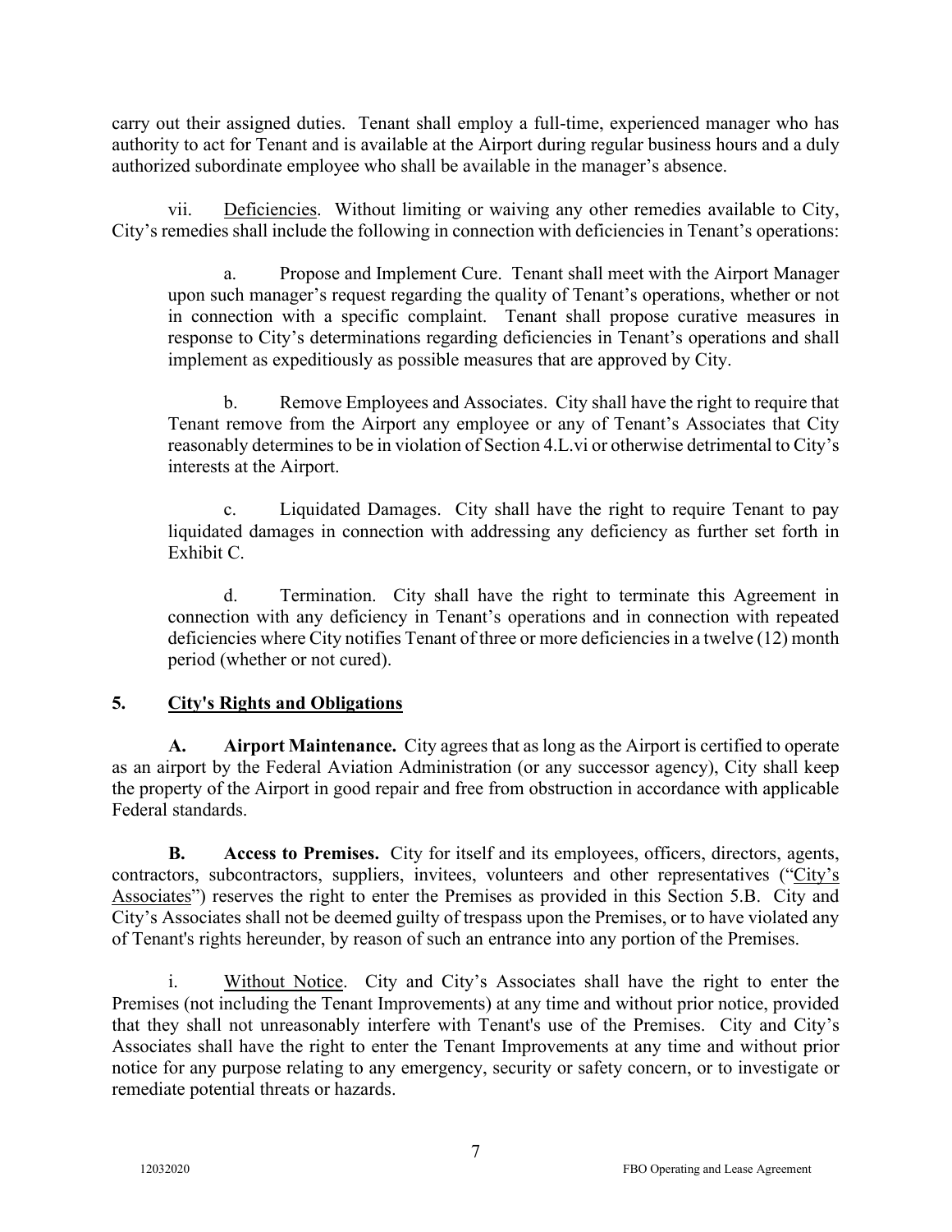carry out their assigned duties. Tenant shall employ a full-time, experienced manager who has authority to act for Tenant and is available at the Airport during regular business hours and a duly authorized subordinate employee who shall be available in the manager's absence.

vii. Deficiencies. Without limiting or waiving any other remedies available to City, City's remedies shall include the following in connection with deficiencies in Tenant's operations:

a. Propose and Implement Cure. Tenant shall meet with the Airport Manager upon such manager's request regarding the quality of Tenant's operations, whether or not in connection with a specific complaint. Tenant shall propose curative measures in response to City's determinations regarding deficiencies in Tenant's operations and shall implement as expeditiously as possible measures that are approved by City.

b. Remove Employees and Associates. City shall have the right to require that Tenant remove from the Airport any employee or any of Tenant's Associates that City reasonably determines to be in violation of Section 4.L.vi or otherwise detrimental to City's interests at the Airport.

c. Liquidated Damages. City shall have the right to require Tenant to pay liquidated damages in connection with addressing any deficiency as further set forth in Exhibit C.

d. Termination. City shall have the right to terminate this Agreement in connection with any deficiency in Tenant's operations and in connection with repeated deficiencies where City notifies Tenant of three or more deficiencies in a twelve (12) month period (whether or not cured).

## 5. City's Rights and Obligations

**A. Airport Maintenance.** City agrees that as long as the Airport is certified to operate as an airport by the Federal Aviation Administration (or any successor agency), City shall keep the property of the Airport in good repair and free from obstruction in accordance with applicable Federal standards.

**B. Access to Premises.** City for itself and its employees, officers, directors, agents, contractors, subcontractors, suppliers, invitees, volunteers and other representatives ("City's Associates") reserves the right to enter the Premises as provided in this Section 5.B. City and City's Associates shall not be deemed guilty of trespass upon the Premises, or to have violated any of Tenant's rights hereunder, by reason of such an entrance into any portion of the Premises.

i. Without Notice. City and City's Associates shall have the right to enter the Premises (not including the Tenant Improvements) at any time and without prior notice, provided that they shall not unreasonably interfere with Tenant's use of the Premises. City and City's Associates shall have the right to enter the Tenant Improvements at any time and without prior notice for any purpose relating to any emergency, security or safety concern, or to investigate or remediate potential threats or hazards.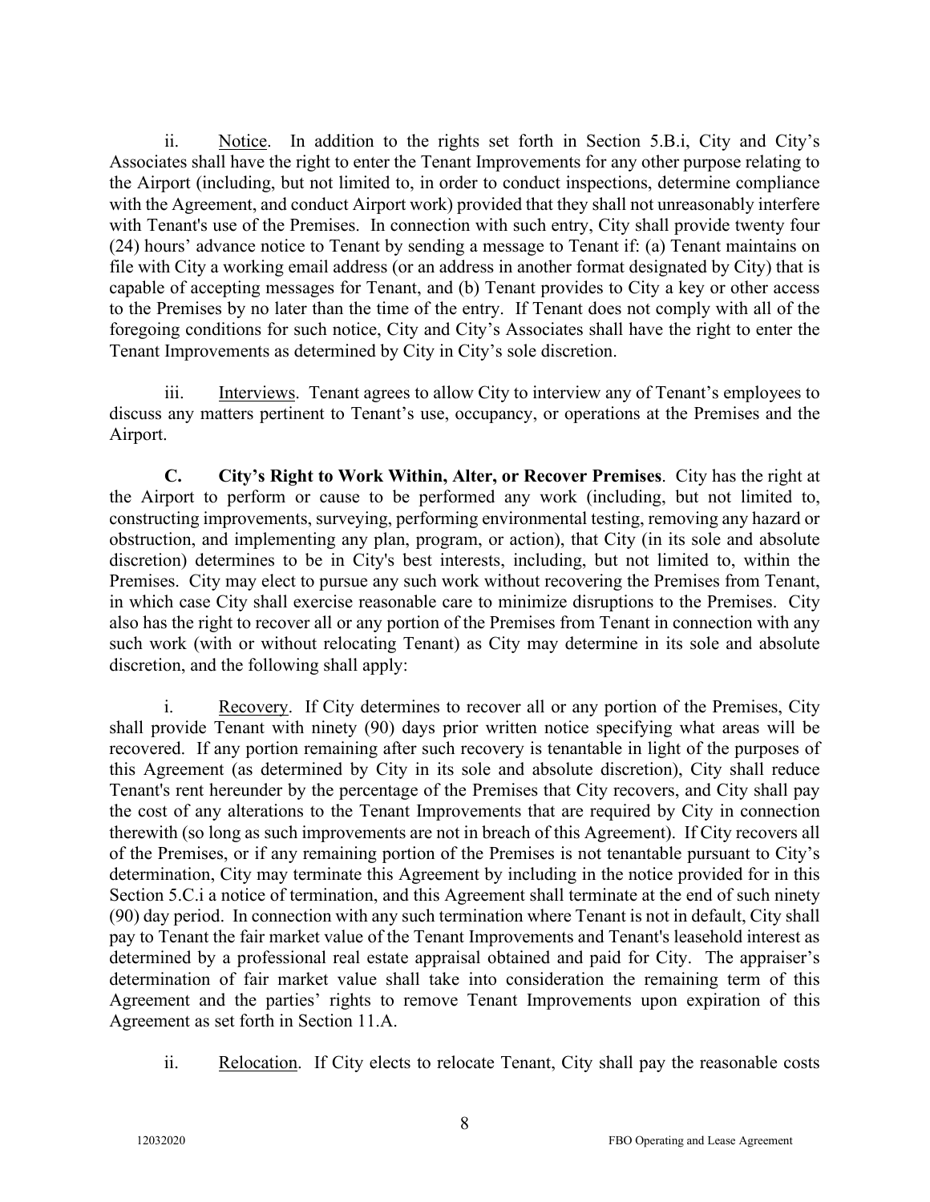ii. Notice. In addition to the rights set forth in Section 5.B.i, City and City's Associates shall have the right to enter the Tenant Improvements for any other purpose relating to the Airport (including, but not limited to, in order to conduct inspections, determine compliance with the Agreement, and conduct Airport work) provided that they shall not unreasonably interfere with Tenant's use of the Premises. In connection with such entry, City shall provide twenty four (24) hours' advance notice to Tenant by sending a message to Tenant if: (a) Tenant maintains on file with City a working email address (or an address in another format designated by City) that is capable of accepting messages for Tenant, and (b) Tenant provides to City a key or other access to the Premises by no later than the time of the entry. If Tenant does not comply with all of the foregoing conditions for such notice, City and City's Associates shall have the right to enter the Tenant Improvements as determined by City in City's sole discretion.

iii. Interviews. Tenant agrees to allow City to interview any of Tenant's employees to discuss any matters pertinent to Tenant's use, occupancy, or operations at the Premises and the Airport.

**C. City's Right to Work Within, Alter, or Recover Premises**. City has the right at the Airport to perform or cause to be performed any work (including, but not limited to, constructing improvements, surveying, performing environmental testing, removing any hazard or obstruction, and implementing any plan, program, or action), that City (in its sole and absolute discretion) determines to be in City's best interests, including, but not limited to, within the Premises. City may elect to pursue any such work without recovering the Premises from Tenant, in which case City shall exercise reasonable care to minimize disruptions to the Premises. City also has the right to recover all or any portion of the Premises from Tenant in connection with any such work (with or without relocating Tenant) as City may determine in its sole and absolute discretion, and the following shall apply:

i. Recovery. If City determines to recover all or any portion of the Premises, City shall provide Tenant with ninety (90) days prior written notice specifying what areas will be recovered. If any portion remaining after such recovery is tenantable in light of the purposes of this Agreement (as determined by City in its sole and absolute discretion), City shall reduce Tenant's rent hereunder by the percentage of the Premises that City recovers, and City shall pay the cost of any alterations to the Tenant Improvements that are required by City in connection therewith (so long as such improvements are not in breach of this Agreement). If City recovers all of the Premises, or if any remaining portion of the Premises is not tenantable pursuant to City's determination, City may terminate this Agreement by including in the notice provided for in this Section 5.C.i a notice of termination, and this Agreement shall terminate at the end of such ninety (90) day period. In connection with any such termination where Tenant is not in default, City shall pay to Tenant the fair market value of the Tenant Improvements and Tenant's leasehold interest as determined by a professional real estate appraisal obtained and paid for City. The appraiser's determination of fair market value shall take into consideration the remaining term of this Agreement and the parties' rights to remove Tenant Improvements upon expiration of this Agreement as set forth in Section 11.A.

ii. Relocation. If City elects to relocate Tenant, City shall pay the reasonable costs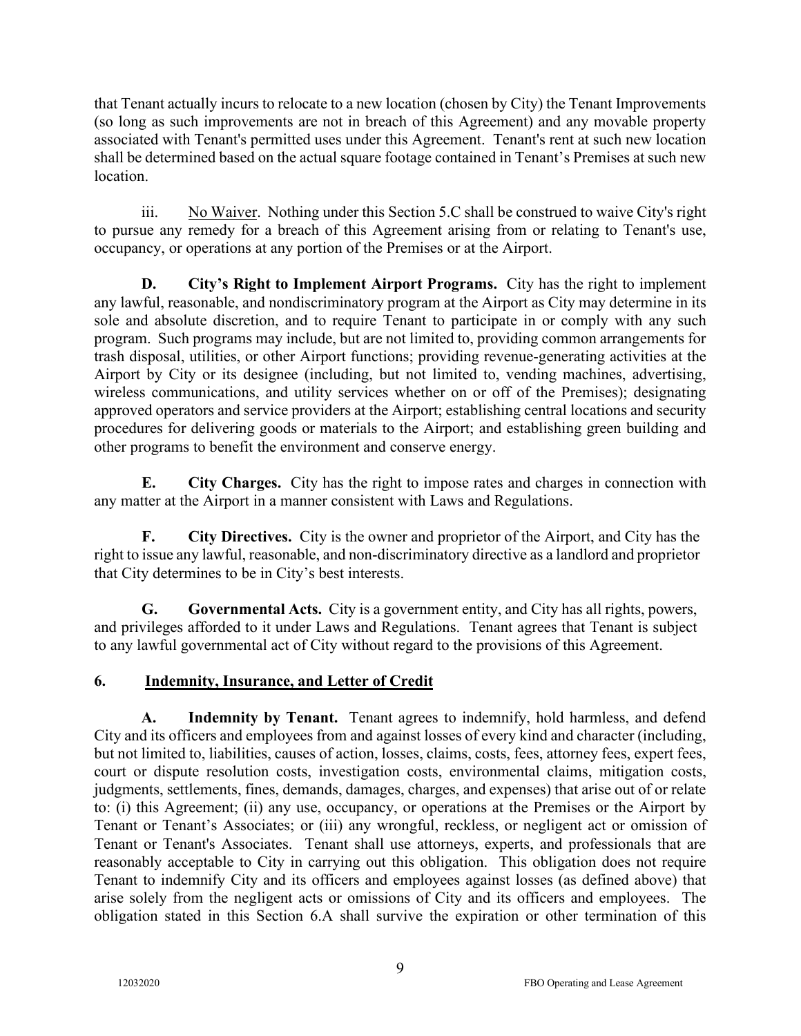that Tenant actually incurs to relocate to a new location (chosen by City) the Tenant Improvements (so long as such improvements are not in breach of this Agreement) and any movable property associated with Tenant's permitted uses under this Agreement. Tenant's rent at such new location shall be determined based on the actual square footage contained in Tenant's Premises at such new location.

iii. No Waiver. Nothing under this Section 5.C shall be construed to waive City's right to pursue any remedy for a breach of this Agreement arising from or relating to Tenant's use, occupancy, or operations at any portion of the Premises or at the Airport.

**D. City's Right to Implement Airport Programs.** City has the right to implement any lawful, reasonable, and nondiscriminatory program at the Airport as City may determine in its sole and absolute discretion, and to require Tenant to participate in or comply with any such program. Such programs may include, but are not limited to, providing common arrangements for trash disposal, utilities, or other Airport functions; providing revenue-generating activities at the Airport by City or its designee (including, but not limited to, vending machines, advertising, wireless communications, and utility services whether on or off of the Premises); designating approved operators and service providers at the Airport; establishing central locations and security procedures for delivering goods or materials to the Airport; and establishing green building and other programs to benefit the environment and conserve energy.

**E. City Charges.** City has the right to impose rates and charges in connection with any matter at the Airport in a manner consistent with Laws and Regulations.

**F. City Directives.** City is the owner and proprietor of the Airport, and City has the right to issue any lawful, reasonable, and non-discriminatory directive as a landlord and proprietor that City determines to be in City's best interests.

**G. Governmental Acts.** City is a government entity, and City has all rights, powers, and privileges afforded to it under Laws and Regulations. Tenant agrees that Tenant is subject to any lawful governmental act of City without regard to the provisions of this Agreement.

## 6. Indemnity, Insurance, and Letter of Credit

**A. Indemnity by Tenant.** Tenant agrees to indemnify, hold harmless, and defend City and its officers and employees from and against losses of every kind and character (including, but not limited to, liabilities, causes of action, losses, claims, costs, fees, attorney fees, expert fees, court or dispute resolution costs, investigation costs, environmental claims, mitigation costs, judgments, settlements, fines, demands, damages, charges, and expenses) that arise out of or relate to: (i) this Agreement; (ii) any use, occupancy, or operations at the Premises or the Airport by Tenant or Tenant's Associates; or (iii) any wrongful, reckless, or negligent act or omission of Tenant or Tenant's Associates. Tenant shall use attorneys, experts, and professionals that are reasonably acceptable to City in carrying out this obligation. This obligation does not require Tenant to indemnify City and its officers and employees against losses (as defined above) that arise solely from the negligent acts or omissions of City and its officers and employees. The obligation stated in this Section 6.A shall survive the expiration or other termination of this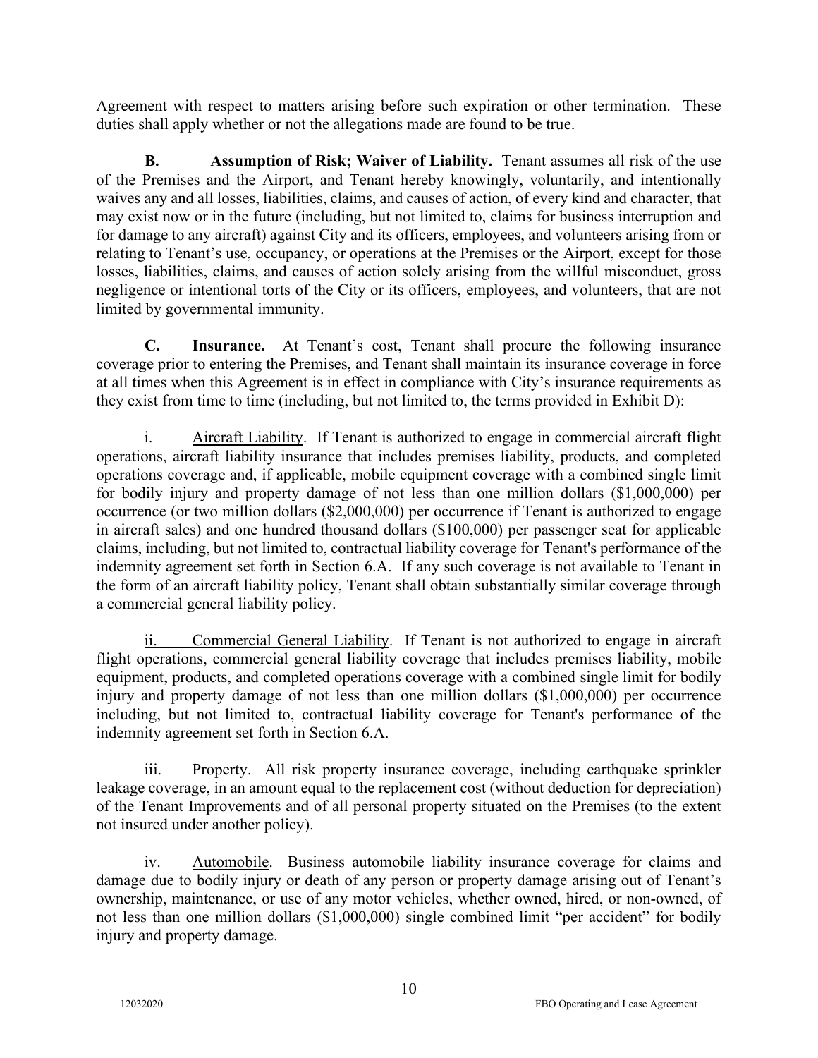Agreement with respect to matters arising before such expiration or other termination. These duties shall apply whether or not the allegations made are found to be true.

**B. Assumption of Risk; Waiver of Liability.** Tenant assumes all risk of the use of the Premises and the Airport, and Tenant hereby knowingly, voluntarily, and intentionally waives any and all losses, liabilities, claims, and causes of action, of every kind and character, that may exist now or in the future (including, but not limited to, claims for business interruption and for damage to any aircraft) against City and its officers, employees, and volunteers arising from or relating to Tenant's use, occupancy, or operations at the Premises or the Airport, except for those losses, liabilities, claims, and causes of action solely arising from the willful misconduct, gross negligence or intentional torts of the City or its officers, employees, and volunteers, that are not limited by governmental immunity.

**C. Insurance.** At Tenant's cost, Tenant shall procure the following insurance coverage prior to entering the Premises, and Tenant shall maintain its insurance coverage in force at all times when this Agreement is in effect in compliance with City's insurance requirements as they exist from time to time (including, but not limited to, the terms provided in Exhibit D):

i. Aircraft Liability. If Tenant is authorized to engage in commercial aircraft flight operations, aircraft liability insurance that includes premises liability, products, and completed operations coverage and, if applicable, mobile equipment coverage with a combined single limit for bodily injury and property damage of not less than one million dollars ($1,000,000) per occurrence (or two million dollars ($2,000,000) per occurrence if Tenant is authorized to engage in aircraft sales) and one hundred thousand dollars ($100,000) per passenger seat for applicable claims, including, but not limited to, contractual liability coverage for Tenant's performance of the indemnity agreement set forth in Section 6.A. If any such coverage is not available to Tenant in the form of an aircraft liability policy, Tenant shall obtain substantially similar coverage through a commercial general liability policy.

ii. Commercial General Liability. If Tenant is not authorized to engage in aircraft flight operations, commercial general liability coverage that includes premises liability, mobile equipment, products, and completed operations coverage with a combined single limit for bodily injury and property damage of not less than one million dollars ($1,000,000) per occurrence including, but not limited to, contractual liability coverage for Tenant's performance of the indemnity agreement set forth in Section 6.A.

iii. Property. All risk property insurance coverage, including earthquake sprinkler leakage coverage, in an amount equal to the replacement cost (without deduction for depreciation) of the Tenant Improvements and of all personal property situated on the Premises (to the extent not insured under another policy).

iv. Automobile. Business automobile liability insurance coverage for claims and damage due to bodily injury or death of any person or property damage arising out of Tenant's ownership, maintenance, or use of any motor vehicles, whether owned, hired, or non-owned, of not less than one million dollars ($1,000,000) single combined limit "per accident" for bodily injury and property damage.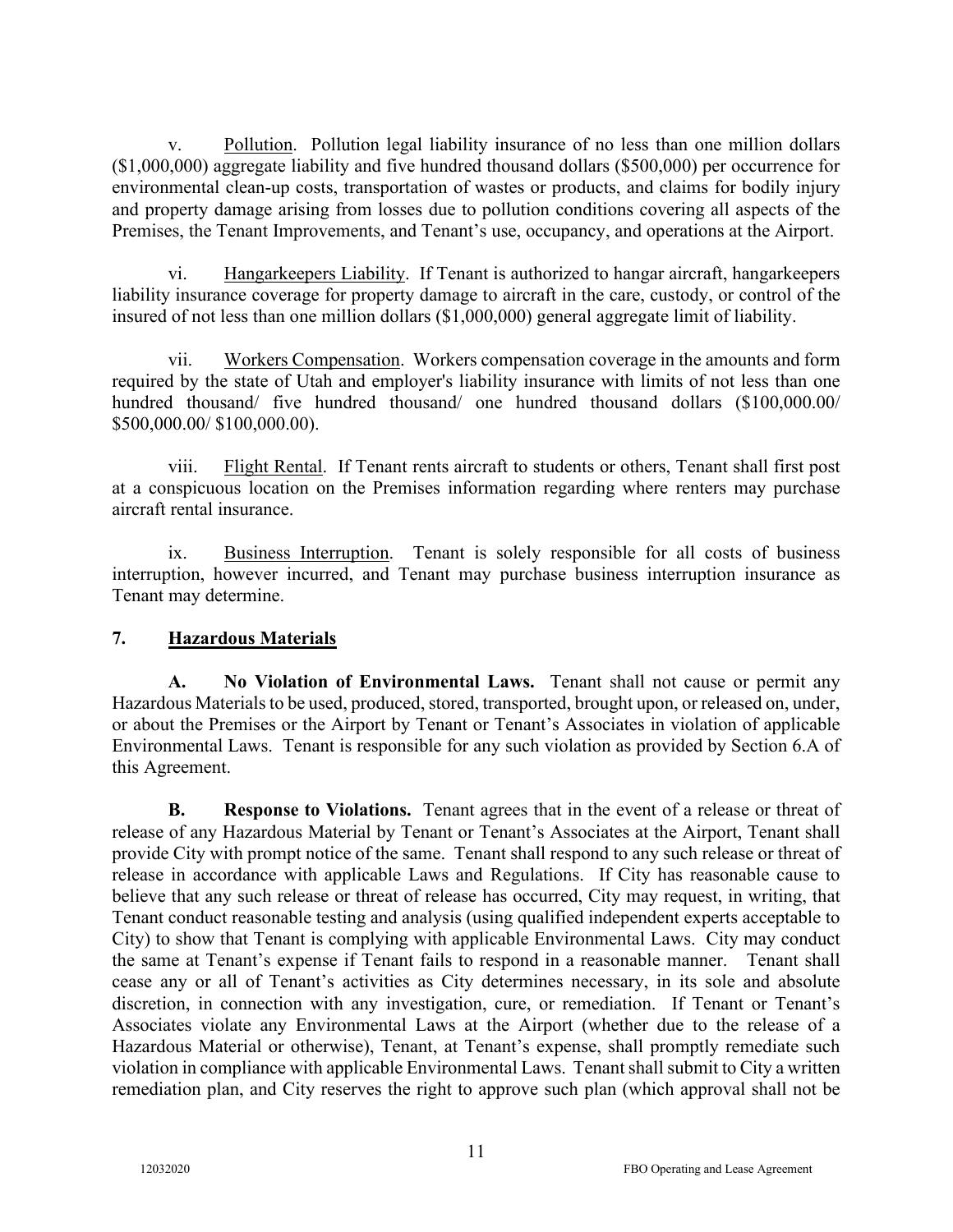v. Pollution. Pollution legal liability insurance of no less than one million dollars ($1,000,000) aggregate liability and five hundred thousand dollars ($500,000) per occurrence for environmental clean-up costs, transportation of wastes or products, and claims for bodily injury and property damage arising from losses due to pollution conditions covering all aspects of the Premises, the Tenant Improvements, and Tenant's use, occupancy, and operations at the Airport.

vi. Hangarkeepers Liability. If Tenant is authorized to hangar aircraft, hangarkeepers liability insurance coverage for property damage to aircraft in the care, custody, or control of the insured of not less than one million dollars ($1,000,000) general aggregate limit of liability.

vii. Workers Compensation. Workers compensation coverage in the amounts and form required by the state of Utah and employer's liability insurance with limits of not less than one hundred thousand/ five hundred thousand/ one hundred thousand dollars ($100,000.00/ $500,000.00/ $100,000.00).

viii. Flight Rental. If Tenant rents aircraft to students or others, Tenant shall first post at a conspicuous location on the Premises information regarding where renters may purchase aircraft rental insurance.

ix. Business Interruption. Tenant is solely responsible for all costs of business interruption, however incurred, and Tenant may purchase business interruption insurance as Tenant may determine.

## 7. Hazardous Materials

**A. No Violation of Environmental Laws.** Tenant shall not cause or permit any Hazardous Materials to be used, produced, stored, transported, brought upon, or released on, under, or about the Premises or the Airport by Tenant or Tenant's Associates in violation of applicable Environmental Laws. Tenant is responsible for any such violation as provided by Section 6.A of this Agreement.

**B. Response to Violations.** Tenant agrees that in the event of a release or threat of release of any Hazardous Material by Tenant or Tenant's Associates at the Airport, Tenant shall provide City with prompt notice of the same. Tenant shall respond to any such release or threat of release in accordance with applicable Laws and Regulations. If City has reasonable cause to believe that any such release or threat of release has occurred, City may request, in writing, that Tenant conduct reasonable testing and analysis (using qualified independent experts acceptable to City) to show that Tenant is complying with applicable Environmental Laws. City may conduct the same at Tenant's expense if Tenant fails to respond in a reasonable manner. Tenant shall cease any or all of Tenant's activities as City determines necessary, in its sole and absolute discretion, in connection with any investigation, cure, or remediation. If Tenant or Tenant's Associates violate any Environmental Laws at the Airport (whether due to the release of a Hazardous Material or otherwise), Tenant, at Tenant's expense, shall promptly remediate such violation in compliance with applicable Environmental Laws. Tenant shall submit to City a written remediation plan, and City reserves the right to approve such plan (which approval shall not be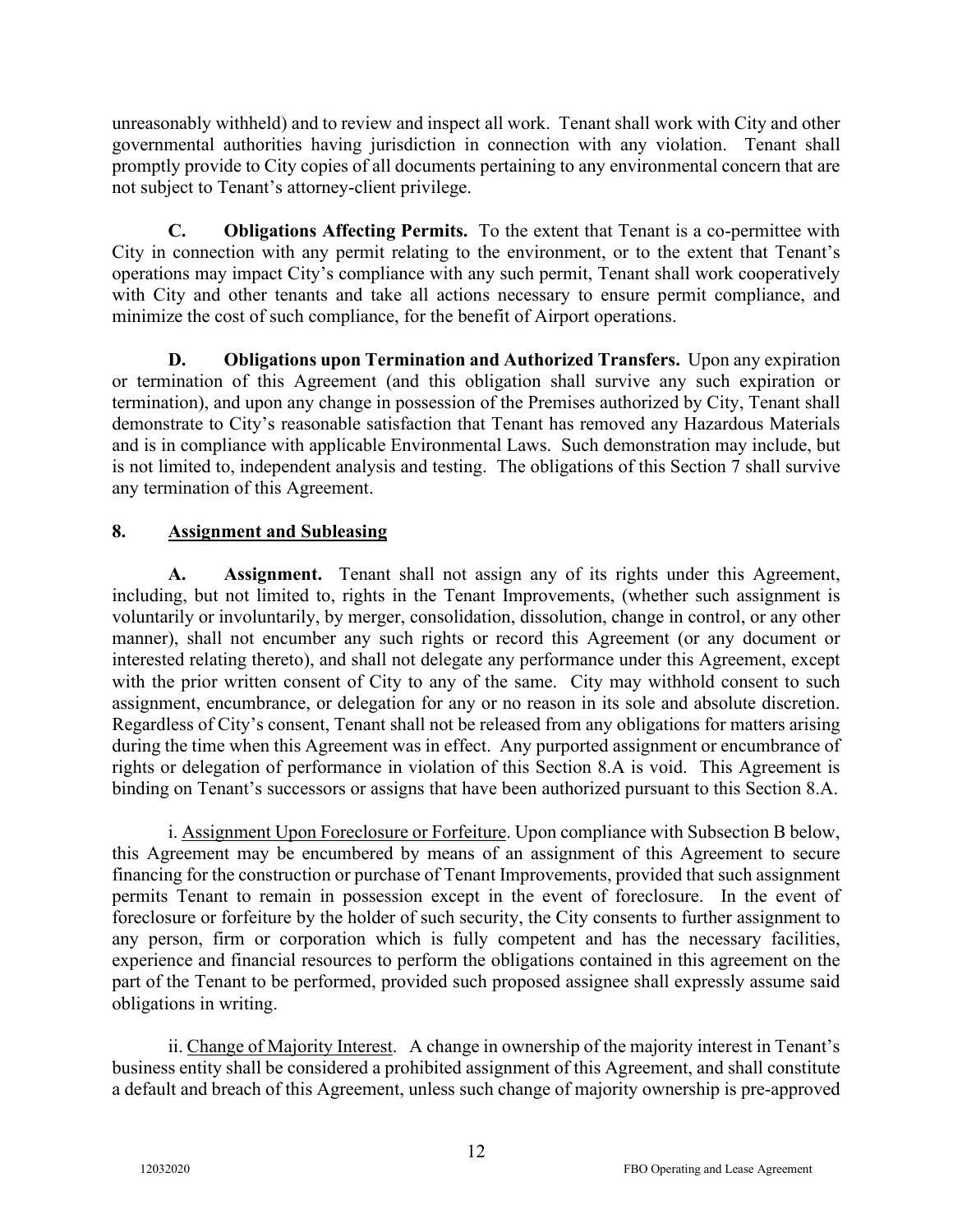unreasonably withheld) and to review and inspect all work. Tenant shall work with City and other governmental authorities having jurisdiction in connection with any violation. Tenant shall promptly provide to City copies of all documents pertaining to any environmental concern that are not subject to Tenant's attorney-client privilege.

**C. Obligations Affecting Permits.** To the extent that Tenant is a co-permittee with City in connection with any permit relating to the environment, or to the extent that Tenant's operations may impact City's compliance with any such permit, Tenant shall work cooperatively with City and other tenants and take all actions necessary to ensure permit compliance, and minimize the cost of such compliance, for the benefit of Airport operations.

**D. Obligations upon Termination and Authorized Transfers.** Upon any expiration or termination of this Agreement (and this obligation shall survive any such expiration or termination), and upon any change in possession of the Premises authorized by City, Tenant shall demonstrate to City's reasonable satisfaction that Tenant has removed any Hazardous Materials and is in compliance with applicable Environmental Laws. Such demonstration may include, but is not limited to, independent analysis and testing. The obligations of this Section 7 shall survive any termination of this Agreement.

## 8. Assignment and Subleasing

**A. Assignment.** Tenant shall not assign any of its rights under this Agreement, including, but not limited to, rights in the Tenant Improvements, (whether such assignment is voluntarily or involuntarily, by merger, consolidation, dissolution, change in control, or any other manner), shall not encumber any such rights or record this Agreement (or any document or interested relating thereto), and shall not delegate any performance under this Agreement, except with the prior written consent of City to any of the same. City may withhold consent to such assignment, encumbrance, or delegation for any or no reason in its sole and absolute discretion. Regardless of City's consent, Tenant shall not be released from any obligations for matters arising during the time when this Agreement was in effect. Any purported assignment or encumbrance of rights or delegation of performance in violation of this Section 8.A is void. This Agreement is binding on Tenant's successors or assigns that have been authorized pursuant to this Section 8.A.

i. Assignment Upon Foreclosure or Forfeiture. Upon compliance with Subsection B below, this Agreement may be encumbered by means of an assignment of this Agreement to secure financing for the construction or purchase of Tenant Improvements, provided that such assignment permits Tenant to remain in possession except in the event of foreclosure. In the event of foreclosure or forfeiture by the holder of such security, the City consents to further assignment to any person, firm or corporation which is fully competent and has the necessary facilities, experience and financial resources to perform the obligations contained in this agreement on the part of the Tenant to be performed, provided such proposed assignee shall expressly assume said obligations in writing.

ii. Change of Majority Interest. A change in ownership of the majority interest in Tenant's business entity shall be considered a prohibited assignment of this Agreement, and shall constitute a default and breach of this Agreement, unless such change of majority ownership is pre-approved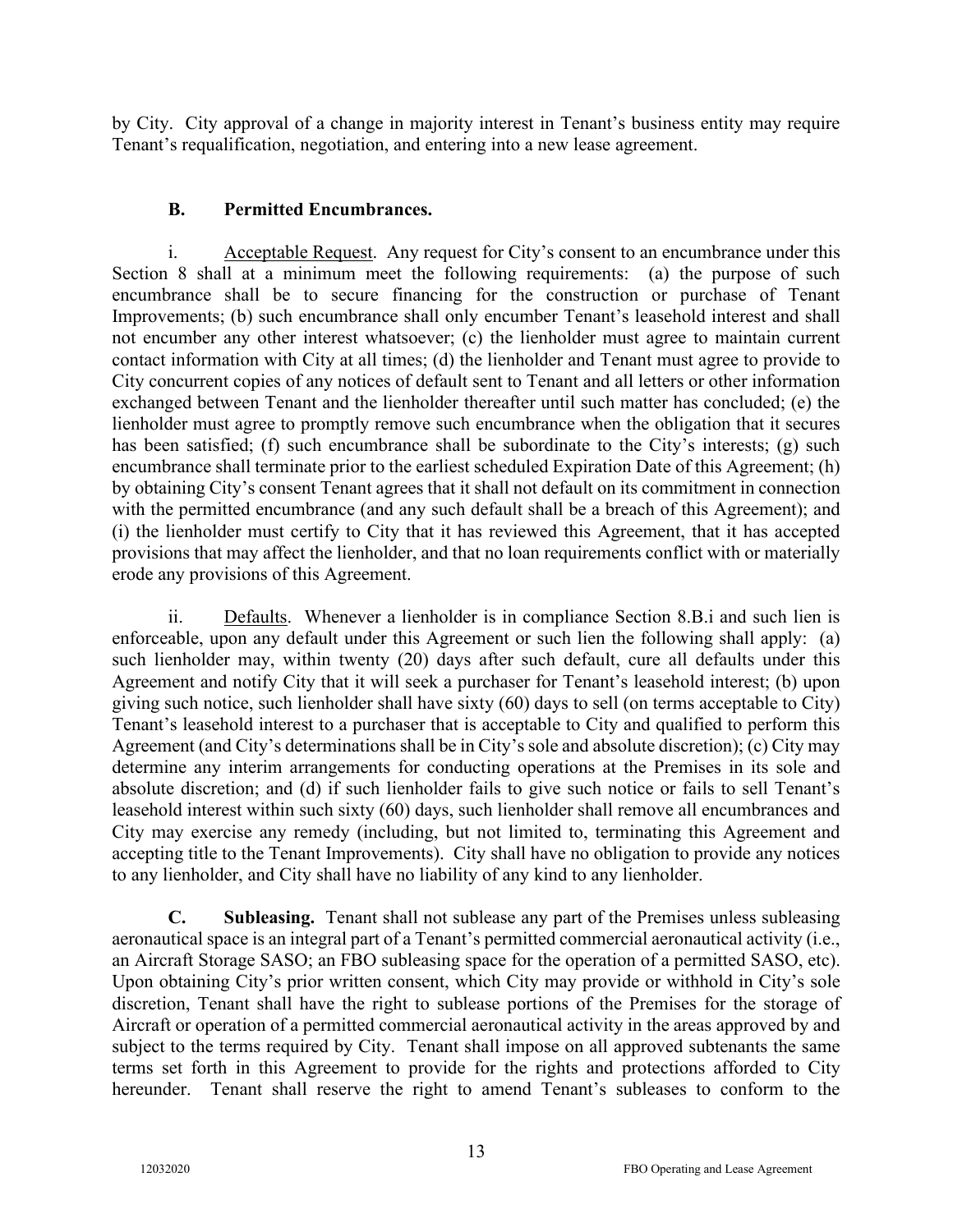by City. City approval of a change in majority interest in Tenant's business entity may require Tenant's requalification, negotiation, and entering into a new lease agreement.

**B. Permitted Encumbrances.**

i. Acceptable Request. Any request for City's consent to an encumbrance under this Section 8 shall at a minimum meet the following requirements: (a) the purpose of such encumbrance shall be to secure financing for the construction or purchase of Tenant Improvements; (b) such encumbrance shall only encumber Tenant's leasehold interest and shall not encumber any other interest whatsoever; (c) the lienholder must agree to maintain current contact information with City at all times; (d) the lienholder and Tenant must agree to provide to City concurrent copies of any notices of default sent to Tenant and all letters or other information exchanged between Tenant and the lienholder thereafter until such matter has concluded; (e) the lienholder must agree to promptly remove such encumbrance when the obligation that it secures has been satisfied; (f) such encumbrance shall be subordinate to the City's interests; (g) such encumbrance shall terminate prior to the earliest scheduled Expiration Date of this Agreement; (h) by obtaining City's consent Tenant agrees that it shall not default on its commitment in connection with the permitted encumbrance (and any such default shall be a breach of this Agreement); and (i) the lienholder must certify to City that it has reviewed this Agreement, that it has accepted provisions that may affect the lienholder, and that no loan requirements conflict with or materially erode any provisions of this Agreement.

ii. Defaults. Whenever a lienholder is in compliance Section 8.B.i and such lien is enforceable, upon any default under this Agreement or such lien the following shall apply: (a) such lienholder may, within twenty (20) days after such default, cure all defaults under this Agreement and notify City that it will seek a purchaser for Tenant's leasehold interest; (b) upon giving such notice, such lienholder shall have sixty (60) days to sell (on terms acceptable to City) Tenant's leasehold interest to a purchaser that is acceptable to City and qualified to perform this Agreement (and City's determinations shall be in City's sole and absolute discretion); (c) City may determine any interim arrangements for conducting operations at the Premises in its sole and absolute discretion; and (d) if such lienholder fails to give such notice or fails to sell Tenant's leasehold interest within such sixty (60) days, such lienholder shall remove all encumbrances and City may exercise any remedy (including, but not limited to, terminating this Agreement and accepting title to the Tenant Improvements). City shall have no obligation to provide any notices to any lienholder, and City shall have no liability of any kind to any lienholder.

**C. Subleasing.** Tenant shall not sublease any part of the Premises unless subleasing aeronautical space is an integral part of a Tenant's permitted commercial aeronautical activity (i.e., an Aircraft Storage SASO; an FBO subleasing space for the operation of a permitted SASO, etc). Upon obtaining City's prior written consent, which City may provide or withhold in City's sole discretion, Tenant shall have the right to sublease portions of the Premises for the storage of Aircraft or operation of a permitted commercial aeronautical activity in the areas approved by and subject to the terms required by City. Tenant shall impose on all approved subtenants the same terms set forth in this Agreement to provide for the rights and protections afforded to City hereunder. Tenant shall reserve the right to amend Tenant's subleases to conform to the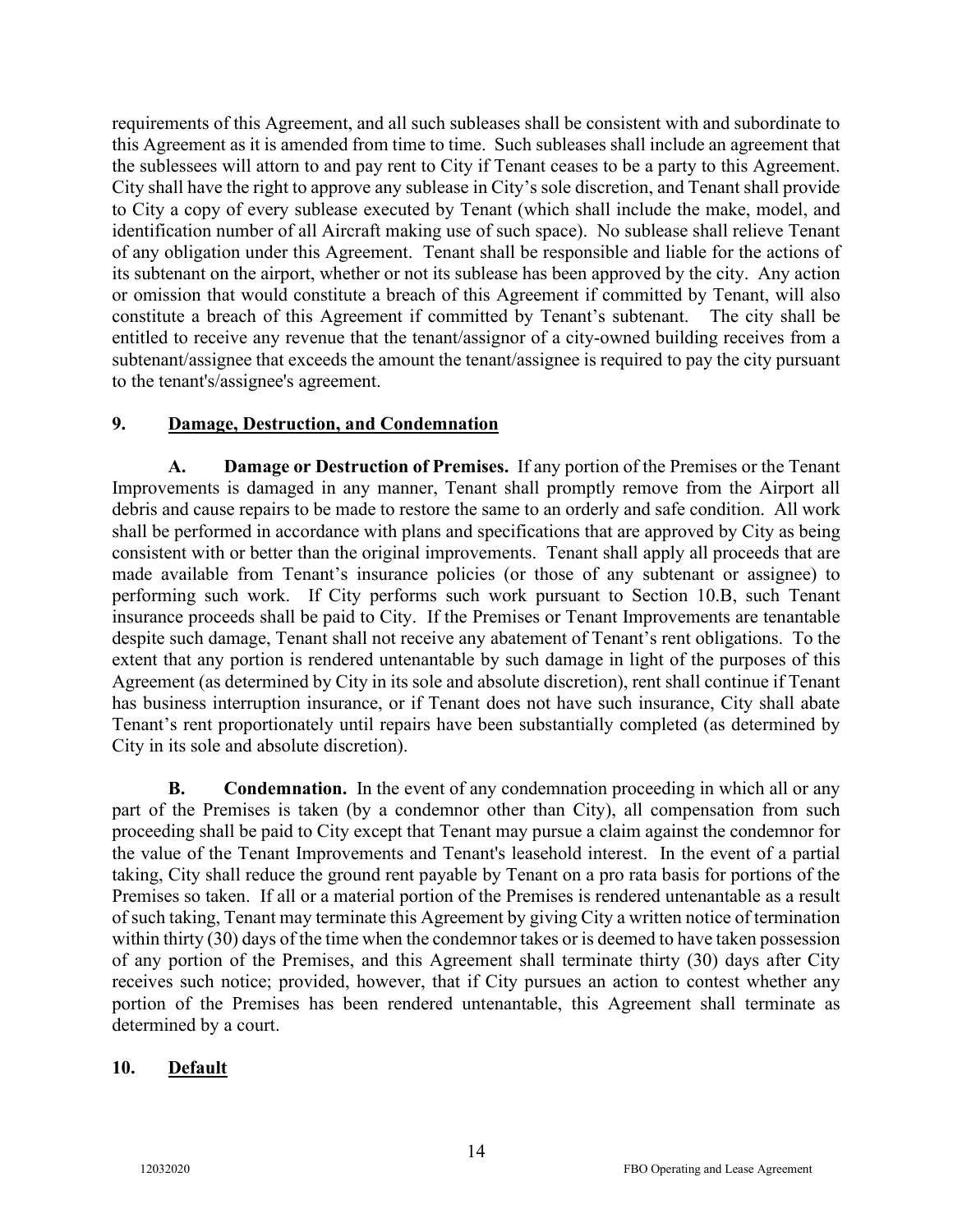requirements of this Agreement, and all such subleases shall be consistent with and subordinate to this Agreement as it is amended from time to time. Such subleases shall include an agreement that the sublessees will attorn to and pay rent to City if Tenant ceases to be a party to this Agreement. City shall have the right to approve any sublease in City's sole discretion, and Tenant shall provide to City a copy of every sublease executed by Tenant (which shall include the make, model, and identification number of all Aircraft making use of such space). No sublease shall relieve Tenant of any obligation under this Agreement. Tenant shall be responsible and liable for the actions of its subtenant on the airport, whether or not its sublease has been approved by the city. Any action or omission that would constitute a breach of this Agreement if committed by Tenant, will also constitute a breach of this Agreement if committed by Tenant's subtenant. The city shall be entitled to receive any revenue that the tenant/assignor of a city-owned building receives from a subtenant/assignee that exceeds the amount the tenant/assignee is required to pay the city pursuant to the tenant's/assignee's agreement.

## 9. Damage, Destruction, and Condemnation

**A. Damage or Destruction of Premises.** If any portion of the Premises or the Tenant Improvements is damaged in any manner, Tenant shall promptly remove from the Airport all debris and cause repairs to be made to restore the same to an orderly and safe condition. All work shall be performed in accordance with plans and specifications that are approved by City as being consistent with or better than the original improvements. Tenant shall apply all proceeds that are made available from Tenant's insurance policies (or those of any subtenant or assignee) to performing such work. If City performs such work pursuant to Section 10.B, such Tenant insurance proceeds shall be paid to City. If the Premises or Tenant Improvements are tenantable despite such damage, Tenant shall not receive any abatement of Tenant's rent obligations. To the extent that any portion is rendered untenantable by such damage in light of the purposes of this Agreement (as determined by City in its sole and absolute discretion), rent shall continue if Tenant has business interruption insurance, or if Tenant does not have such insurance, City shall abate Tenant's rent proportionately until repairs have been substantially completed (as determined by City in its sole and absolute discretion).

**B. Condemnation.** In the event of any condemnation proceeding in which all or any part of the Premises is taken (by a condemnor other than City), all compensation from such proceeding shall be paid to City except that Tenant may pursue a claim against the condemnor for the value of the Tenant Improvements and Tenant's leasehold interest. In the event of a partial taking, City shall reduce the ground rent payable by Tenant on a pro rata basis for portions of the Premises so taken. If all or a material portion of the Premises is rendered untenantable as a result of such taking, Tenant may terminate this Agreement by giving City a written notice of termination within thirty (30) days of the time when the condemnor takes or is deemed to have taken possession of any portion of the Premises, and this Agreement shall terminate thirty (30) days after City receives such notice; provided, however, that if City pursues an action to contest whether any portion of the Premises has been rendered untenantable, this Agreement shall terminate as determined by a court.

## 10. Default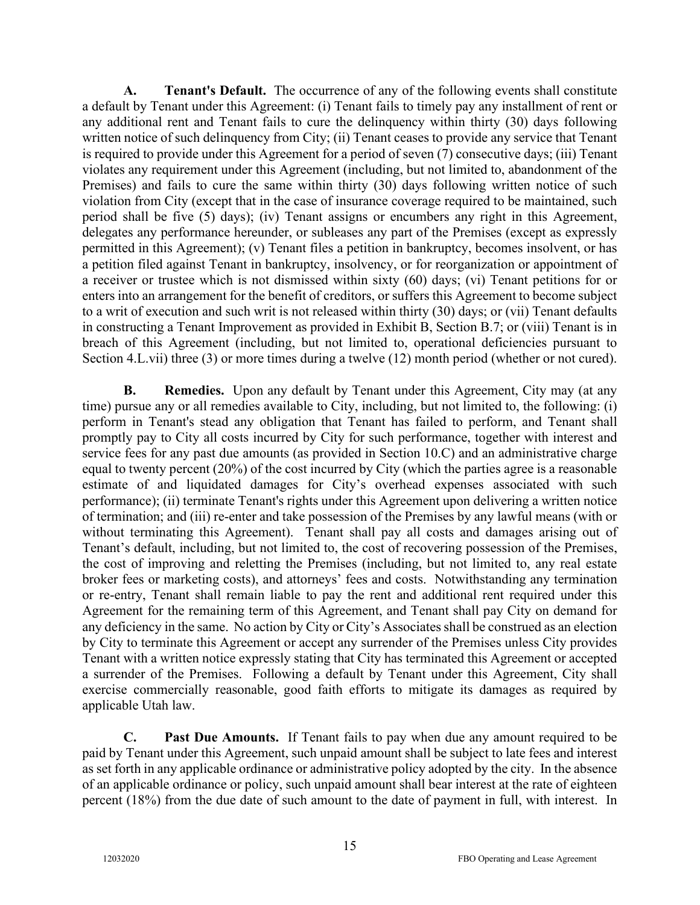**A. Tenant's Default.** The occurrence of any of the following events shall constitute a default by Tenant under this Agreement: (i) Tenant fails to timely pay any installment of rent or any additional rent and Tenant fails to cure the delinquency within thirty (30) days following written notice of such delinquency from City; (ii) Tenant ceases to provide any service that Tenant is required to provide under this Agreement for a period of seven (7) consecutive days; (iii) Tenant violates any requirement under this Agreement (including, but not limited to, abandonment of the Premises) and fails to cure the same within thirty (30) days following written notice of such violation from City (except that in the case of insurance coverage required to be maintained, such period shall be five (5) days); (iv) Tenant assigns or encumbers any right in this Agreement, delegates any performance hereunder, or subleases any part of the Premises (except as expressly permitted in this Agreement); (v) Tenant files a petition in bankruptcy, becomes insolvent, or has a petition filed against Tenant in bankruptcy, insolvency, or for reorganization or appointment of a receiver or trustee which is not dismissed within sixty (60) days; (vi) Tenant petitions for or enters into an arrangement for the benefit of creditors, or suffers this Agreement to become subject to a writ of execution and such writ is not released within thirty (30) days; or (vii) Tenant defaults in constructing a Tenant Improvement as provided in Exhibit B, Section B.7; or (viii) Tenant is in breach of this Agreement (including, but not limited to, operational deficiencies pursuant to Section 4.L.vii) three (3) or more times during a twelve (12) month period (whether or not cured).

**B. Remedies.** Upon any default by Tenant under this Agreement, City may (at any time) pursue any or all remedies available to City, including, but not limited to, the following: (i) perform in Tenant's stead any obligation that Tenant has failed to perform, and Tenant shall promptly pay to City all costs incurred by City for such performance, together with interest and service fees for any past due amounts (as provided in Section 10.C) and an administrative charge equal to twenty percent (20%) of the cost incurred by City (which the parties agree is a reasonable estimate of and liquidated damages for City's overhead expenses associated with such performance); (ii) terminate Tenant's rights under this Agreement upon delivering a written notice of termination; and (iii) re-enter and take possession of the Premises by any lawful means (with or without terminating this Agreement). Tenant shall pay all costs and damages arising out of Tenant's default, including, but not limited to, the cost of recovering possession of the Premises, the cost of improving and reletting the Premises (including, but not limited to, any real estate broker fees or marketing costs), and attorneys' fees and costs. Notwithstanding any termination or re-entry, Tenant shall remain liable to pay the rent and additional rent required under this Agreement for the remaining term of this Agreement, and Tenant shall pay City on demand for any deficiency in the same. No action by City or City's Associates shall be construed as an election by City to terminate this Agreement or accept any surrender of the Premises unless City provides Tenant with a written notice expressly stating that City has terminated this Agreement or accepted a surrender of the Premises. Following a default by Tenant under this Agreement, City shall exercise commercially reasonable, good faith efforts to mitigate its damages as required by applicable Utah law.

**C. Past Due Amounts.** If Tenant fails to pay when due any amount required to be paid by Tenant under this Agreement, such unpaid amount shall be subject to late fees and interest as set forth in any applicable ordinance or administrative policy adopted by the city. In the absence of an applicable ordinance or policy, such unpaid amount shall bear interest at the rate of eighteen percent (18%) from the due date of such amount to the date of payment in full, with interest. In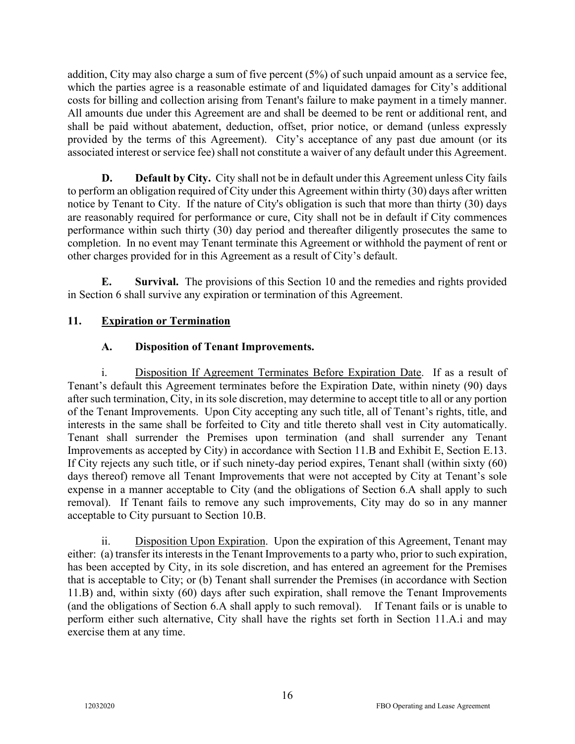addition, City may also charge a sum of five percent (5%) of such unpaid amount as a service fee, which the parties agree is a reasonable estimate of and liquidated damages for City's additional costs for billing and collection arising from Tenant's failure to make payment in a timely manner. All amounts due under this Agreement are and shall be deemed to be rent or additional rent, and shall be paid without abatement, deduction, offset, prior notice, or demand (unless expressly provided by the terms of this Agreement). City's acceptance of any past due amount (or its associated interest or service fee) shall not constitute a waiver of any default under this Agreement.

**D. Default by City.** City shall not be in default under this Agreement unless City fails to perform an obligation required of City under this Agreement within thirty (30) days after written notice by Tenant to City. If the nature of City's obligation is such that more than thirty (30) days are reasonably required for performance or cure, City shall not be in default if City commences performance within such thirty (30) day period and thereafter diligently prosecutes the same to completion. In no event may Tenant terminate this Agreement or withhold the payment of rent or other charges provided for in this Agreement as a result of City's default.

**E. Survival.** The provisions of this Section 10 and the remedies and rights provided in Section 6 shall survive any expiration or termination of this Agreement.

## 11. Expiration or Termination

### A. Disposition of Tenant Improvements.

i. Disposition If Agreement Terminates Before Expiration Date. If as a result of Tenant's default this Agreement terminates before the Expiration Date, within ninety (90) days after such termination, City, in its sole discretion, may determine to accept title to all or any portion of the Tenant Improvements. Upon City accepting any such title, all of Tenant's rights, title, and interests in the same shall be forfeited to City and title thereto shall vest in City automatically. Tenant shall surrender the Premises upon termination (and shall surrender any Tenant Improvements as accepted by City) in accordance with Section 11.B and Exhibit E, Section E.13. If City rejects any such title, or if such ninety-day period expires, Tenant shall (within sixty (60) days thereof) remove all Tenant Improvements that were not accepted by City at Tenant's sole expense in a manner acceptable to City (and the obligations of Section 6.A shall apply to such removal). If Tenant fails to remove any such improvements, City may do so in any manner acceptable to City pursuant to Section 10.B.

ii. Disposition Upon Expiration. Upon the expiration of this Agreement, Tenant may either: (a) transfer its interests in the Tenant Improvements to a party who, prior to such expiration, has been accepted by City, in its sole discretion, and has entered an agreement for the Premises that is acceptable to City; or (b) Tenant shall surrender the Premises (in accordance with Section 11.B) and, within sixty (60) days after such expiration, shall remove the Tenant Improvements (and the obligations of Section 6.A shall apply to such removal). If Tenant fails or is unable to perform either such alternative, City shall have the rights set forth in Section 11.A.i and may exercise them at any time.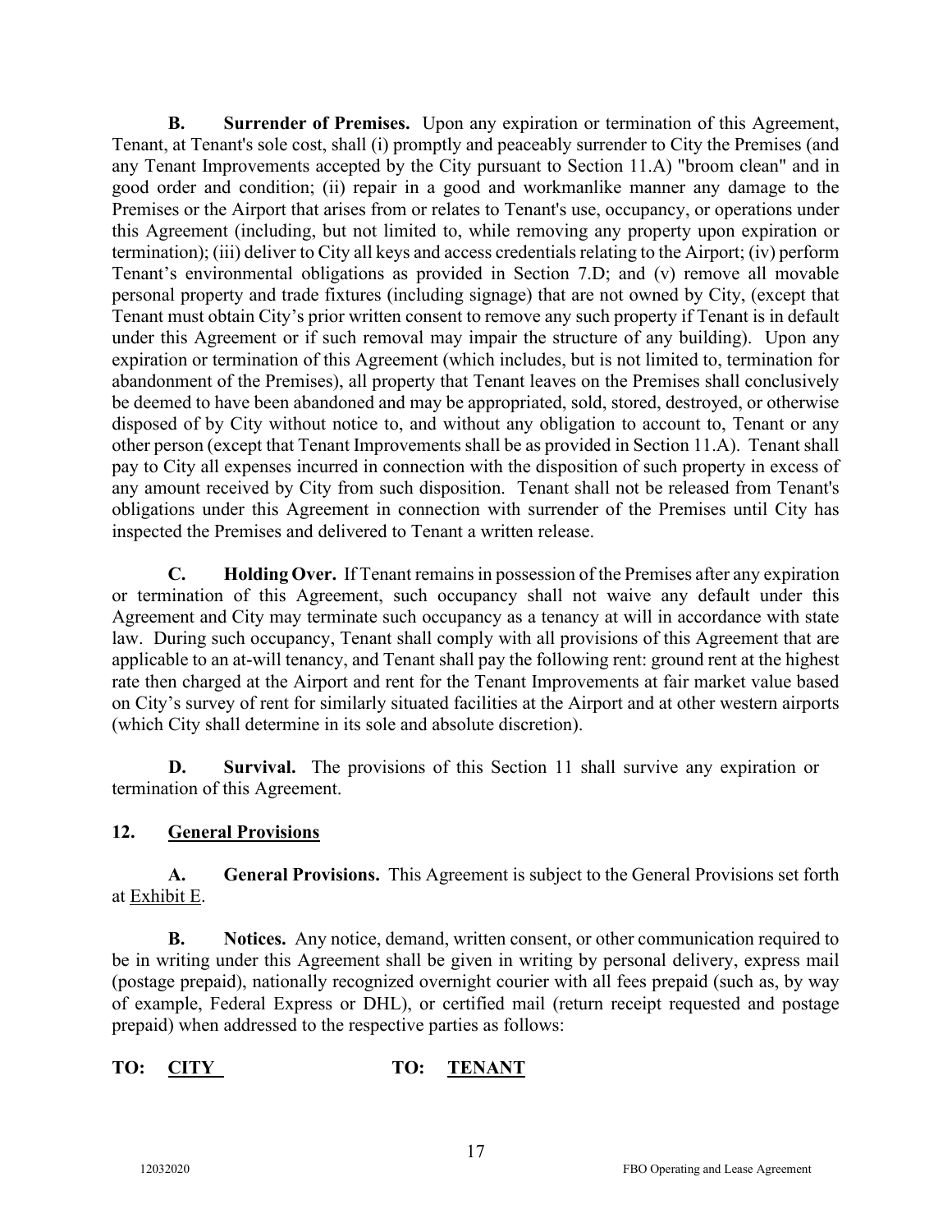**B. Surrender of Premises.** Upon any expiration or termination of this Agreement, Tenant, at Tenant's sole cost, shall (i) promptly and peaceably surrender to City the Premises (and any Tenant Improvements accepted by the City pursuant to Section 11.A) "broom clean" and in good order and condition; (ii) repair in a good and workmanlike manner any damage to the Premises or the Airport that arises from or relates to Tenant's use, occupancy, or operations under this Agreement (including, but not limited to, while removing any property upon expiration or termination); (iii) deliver to City all keys and access credentials relating to the Airport; (iv) perform Tenant's environmental obligations as provided in Section 7.D; and (v) remove all movable personal property and trade fixtures (including signage) that are not owned by City, (except that Tenant must obtain City's prior written consent to remove any such property if Tenant is in default under this Agreement or if such removal may impair the structure of any building). Upon any expiration or termination of this Agreement (which includes, but is not limited to, termination for abandonment of the Premises), all property that Tenant leaves on the Premises shall conclusively be deemed to have been abandoned and may be appropriated, sold, stored, destroyed, or otherwise disposed of by City without notice to, and without any obligation to account to, Tenant or any other person (except that Tenant Improvements shall be as provided in Section 11.A). Tenant shall pay to City all expenses incurred in connection with the disposition of such property in excess of any amount received by City from such disposition. Tenant shall not be released from Tenant's obligations under this Agreement in connection with surrender of the Premises until City has inspected the Premises and delivered to Tenant a written release.

**C. Holding Over.** If Tenant remains in possession of the Premises after any expiration or termination of this Agreement, such occupancy shall not waive any default under this Agreement and City may terminate such occupancy as a tenancy at will in accordance with state law. During such occupancy, Tenant shall comply with all provisions of this Agreement that are applicable to an at-will tenancy, and Tenant shall pay the following rent: ground rent at the highest rate then charged at the Airport and rent for the Tenant Improvements at fair market value based on City's survey of rent for similarly situated facilities at the Airport and at other western airports (which City shall determine in its sole and absolute discretion).

**D. Survival.** The provisions of this Section 11 shall survive any expiration or termination of this Agreement.

## 12. General Provisions

**A. General Provisions.** This Agreement is subject to the General Provisions set forth at Exhibit E.

**B. Notices.** Any notice, demand, written consent, or other communication required to be in writing under this Agreement shall be given in writing by personal delivery, express mail (postage prepaid), nationally recognized overnight courier with all fees prepaid (such as, by way of example, Federal Express or DHL), or certified mail (return receipt requested and postage prepaid) when addressed to the respective parties as follows:

**TO: CITY** **TO: TENANT**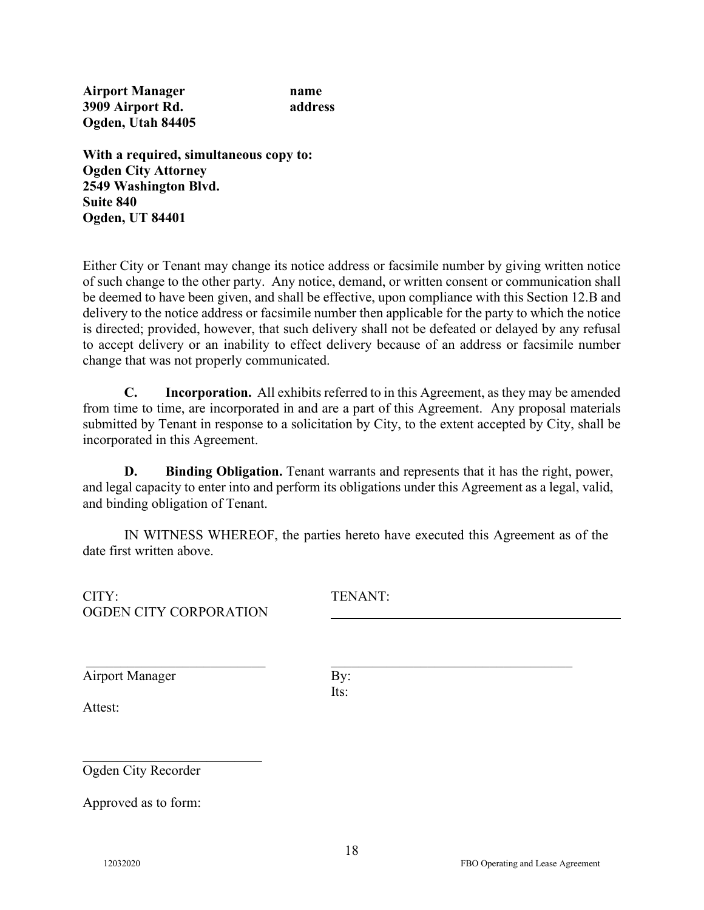**Airport Manager** **name**
**3909 Airport Rd.** **address**
**Ogden, Utah 84405**

**With a required, simultaneous copy to:**
**Ogden City Attorney**
**2549 Washington Blvd.**
**Suite 840**
**Ogden, UT 84401**

Either City or Tenant may change its notice address or facsimile number by giving written notice of such change to the other party. Any notice, demand, or written consent or communication shall be deemed to have been given, and shall be effective, upon compliance with this Section 12.B and delivery to the notice address or facsimile number then applicable for the party to which the notice is directed; provided, however, that such delivery shall not be defeated or delayed by any refusal to accept delivery or an inability to effect delivery because of an address or facsimile number change that was not properly communicated.

**C. Incorporation.** All exhibits referred to in this Agreement, as they may be amended from time to time, are incorporated in and are a part of this Agreement. Any proposal materials submitted by Tenant in response to a solicitation by City, to the extent accepted by City, shall be incorporated in this Agreement.

**D. Binding Obligation.** Tenant warrants and represents that it has the right, power, and legal capacity to enter into and perform its obligations under this Agreement as a legal, valid, and binding obligation of Tenant.

IN WITNESS WHEREOF, the parties hereto have executed this Agreement as of the date first written above.

CITY:
OGDEN CITY CORPORATION

\_\_\_\_\_\_\_\_\_\_\_\_\_\_\_\_\_\_\_\_\_\_\_\_\_\_
Airport Manager

Attest:

\_\_\_\_\_\_\_\_\_\_\_\_\_\_\_\_\_\_\_\_\_\_\_\_\_\_
Ogden City Recorder

Approved as to form:

TENANT:
\_\_\_\_\_\_\_\_\_\_\_\_\_\_\_\_\_\_\_\_\_\_\_\_\_\_\_\_\_\_\_\_\_\_\_\_\_\_\_\_\_\_

\_\_\_\_\_\_\_\_\_\_\_\_\_\_\_\_\_\_\_\_\_\_\_\_\_\_\_\_\_\_\_\_\_\_\_\_\_
By:
Its: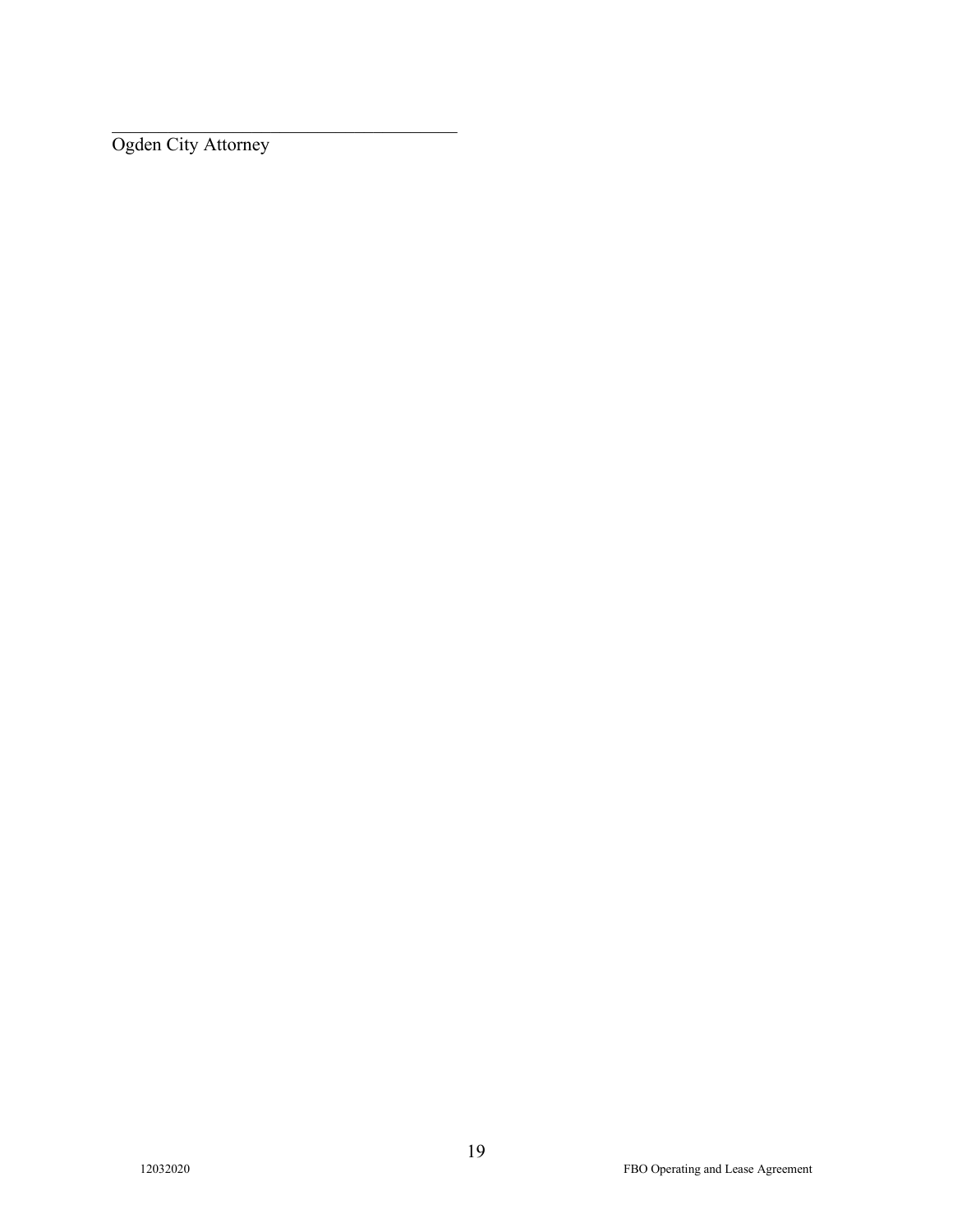\_\_\_\_\_\_\_\_\_\_\_\_\_\_\_\_\_\_\_\_\_\_\_\_\_\_\_\_\_\_\_\_\_\_\_\_\_\_\_\_

Ogden City Attorney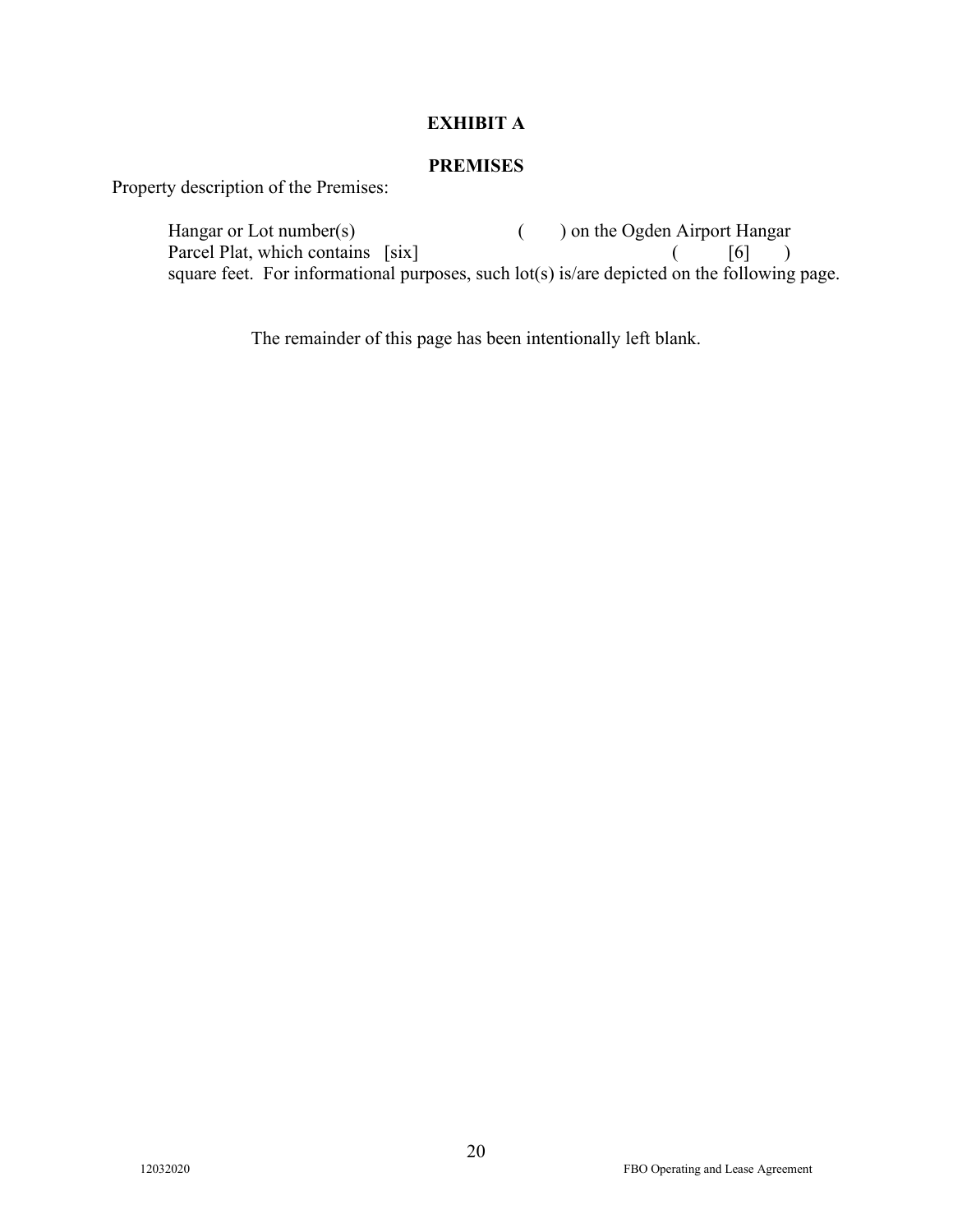# EXHIBIT A

## PREMISES

Property description of the Premises:

> Hangar or Lot number(s) ( ) on the Ogden Airport Hangar Parcel Plat, which contains [six] ( [6] ) square feet. For informational purposes, such lot(s) is/are depicted on the following page.

The remainder of this page has been intentionally left blank.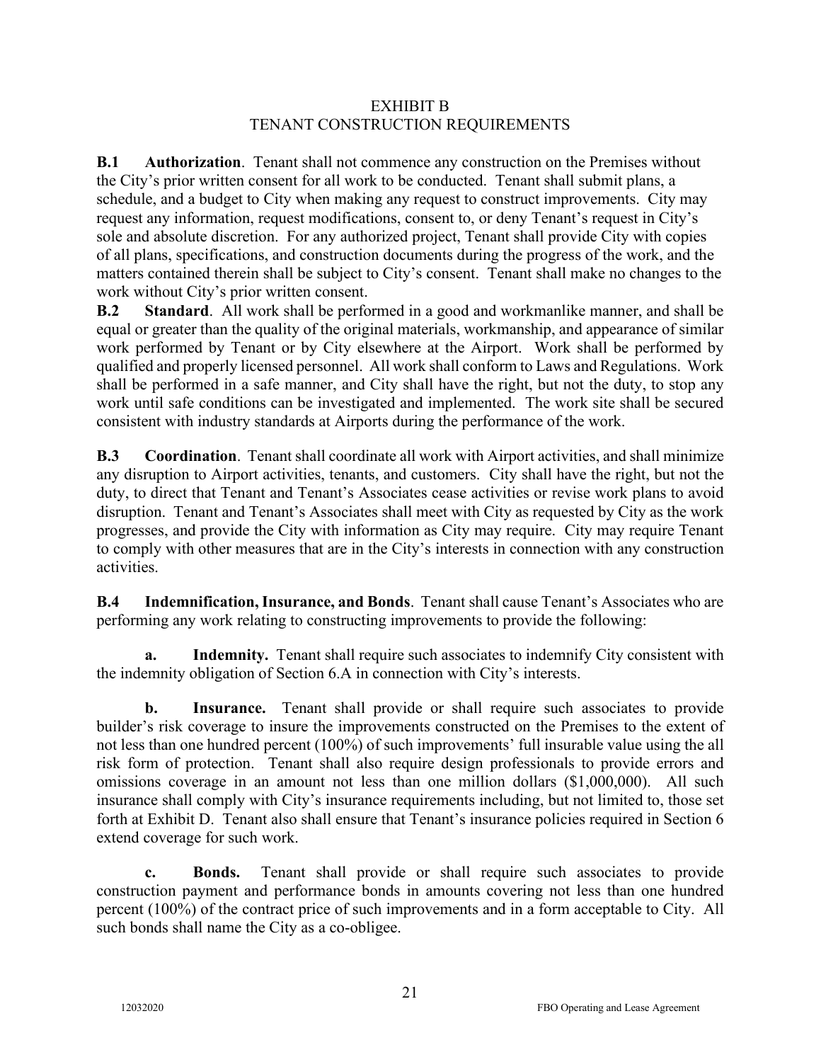# EXHIBIT B
## TENANT CONSTRUCTION REQUIREMENTS

**B.1 Authorization**. Tenant shall not commence any construction on the Premises without the City's prior written consent for all work to be conducted. Tenant shall submit plans, a schedule, and a budget to City when making any request to construct improvements. City may request any information, request modifications, consent to, or deny Tenant's request in City's sole and absolute discretion. For any authorized project, Tenant shall provide City with copies of all plans, specifications, and construction documents during the progress of the work, and the matters contained therein shall be subject to City's consent. Tenant shall make no changes to the work without City's prior written consent.

**B.2 Standard**. All work shall be performed in a good and workmanlike manner, and shall be equal or greater than the quality of the original materials, workmanship, and appearance of similar work performed by Tenant or by City elsewhere at the Airport. Work shall be performed by qualified and properly licensed personnel. All work shall conform to Laws and Regulations. Work shall be performed in a safe manner, and City shall have the right, but not the duty, to stop any work until safe conditions can be investigated and implemented. The work site shall be secured consistent with industry standards at Airports during the performance of the work.

**B.3 Coordination**. Tenant shall coordinate all work with Airport activities, and shall minimize any disruption to Airport activities, tenants, and customers. City shall have the right, but not the duty, to direct that Tenant and Tenant's Associates cease activities or revise work plans to avoid disruption. Tenant and Tenant's Associates shall meet with City as requested by City as the work progresses, and provide the City with information as City may require. City may require Tenant to comply with other measures that are in the City's interests in connection with any construction activities.

**B.4 Indemnification, Insurance, and Bonds**. Tenant shall cause Tenant's Associates who are performing any work relating to constructing improvements to provide the following:

**a. Indemnity.** Tenant shall require such associates to indemnify City consistent with the indemnity obligation of Section 6.A in connection with City's interests.

**b. Insurance.** Tenant shall provide or shall require such associates to provide builder's risk coverage to insure the improvements constructed on the Premises to the extent of not less than one hundred percent (100%) of such improvements' full insurable value using the all risk form of protection. Tenant shall also require design professionals to provide errors and omissions coverage in an amount not less than one million dollars ($1,000,000). All such insurance shall comply with City's insurance requirements including, but not limited to, those set forth at Exhibit D. Tenant also shall ensure that Tenant's insurance policies required in Section 6 extend coverage for such work.

**c. Bonds.** Tenant shall provide or shall require such associates to provide construction payment and performance bonds in amounts covering not less than one hundred percent (100%) of the contract price of such improvements and in a form acceptable to City. All such bonds shall name the City as a co-obligee.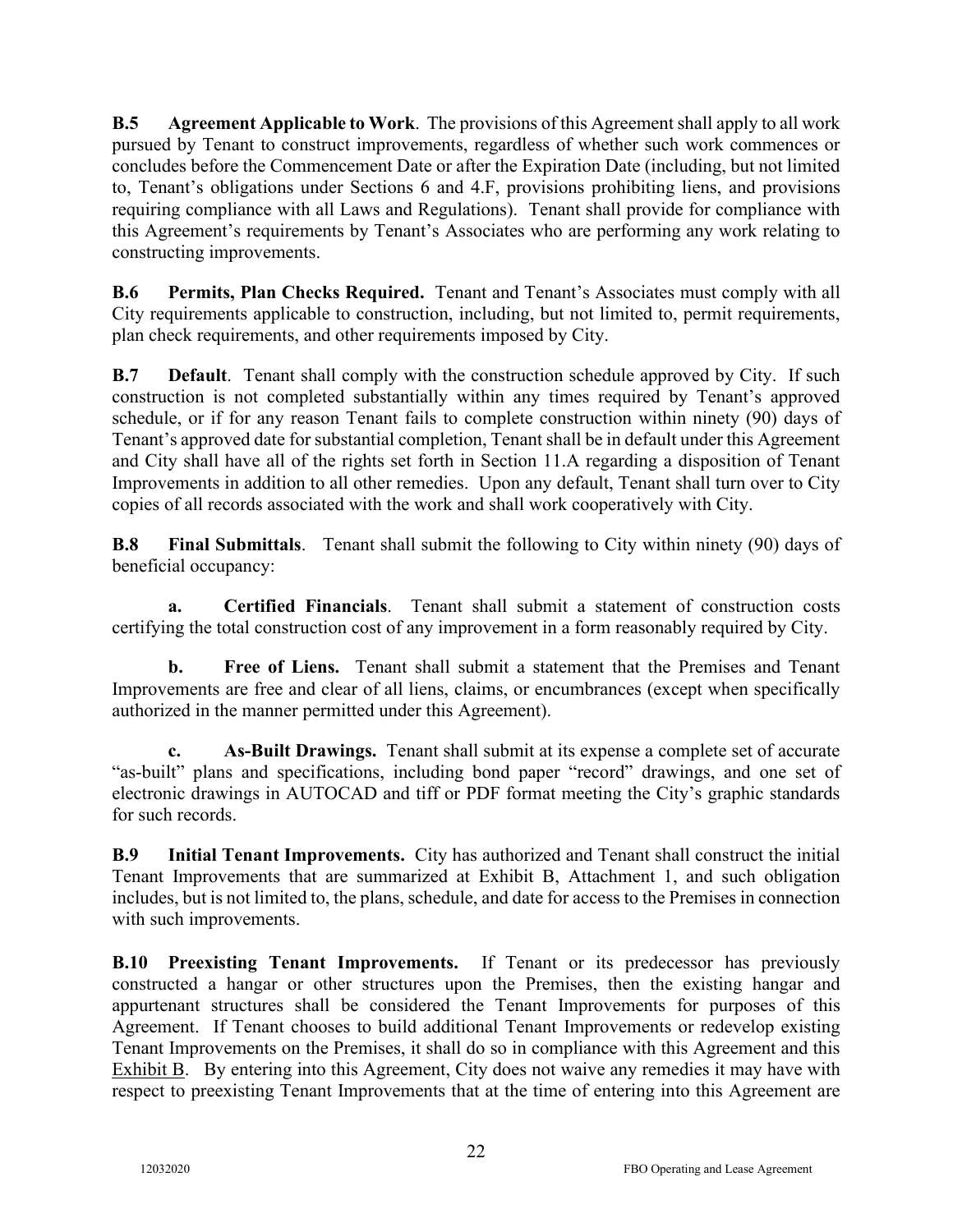**B.5 Agreement Applicable to Work**. The provisions of this Agreement shall apply to all work pursued by Tenant to construct improvements, regardless of whether such work commences or concludes before the Commencement Date or after the Expiration Date (including, but not limited to, Tenant's obligations under Sections 6 and 4.F, provisions prohibiting liens, and provisions requiring compliance with all Laws and Regulations). Tenant shall provide for compliance with this Agreement's requirements by Tenant's Associates who are performing any work relating to constructing improvements.

**B.6 Permits, Plan Checks Required.** Tenant and Tenant's Associates must comply with all City requirements applicable to construction, including, but not limited to, permit requirements, plan check requirements, and other requirements imposed by City.

**B.7 Default**. Tenant shall comply with the construction schedule approved by City. If such construction is not completed substantially within any times required by Tenant's approved schedule, or if for any reason Tenant fails to complete construction within ninety (90) days of Tenant's approved date for substantial completion, Tenant shall be in default under this Agreement and City shall have all of the rights set forth in Section 11.A regarding a disposition of Tenant Improvements in addition to all other remedies. Upon any default, Tenant shall turn over to City copies of all records associated with the work and shall work cooperatively with City.

**B.8 Final Submittals**. Tenant shall submit the following to City within ninety (90) days of beneficial occupancy:

**a. Certified Financials**. Tenant shall submit a statement of construction costs certifying the total construction cost of any improvement in a form reasonably required by City.

**b. Free of Liens.** Tenant shall submit a statement that the Premises and Tenant Improvements are free and clear of all liens, claims, or encumbrances (except when specifically authorized in the manner permitted under this Agreement).

**c. As-Built Drawings.** Tenant shall submit at its expense a complete set of accurate "as-built" plans and specifications, including bond paper "record" drawings, and one set of electronic drawings in AUTOCAD and tiff or PDF format meeting the City's graphic standards for such records.

**B.9 Initial Tenant Improvements.** City has authorized and Tenant shall construct the initial Tenant Improvements that are summarized at Exhibit B, Attachment 1, and such obligation includes, but is not limited to, the plans, schedule, and date for access to the Premises in connection with such improvements.

**B.10 Preexisting Tenant Improvements.** If Tenant or its predecessor has previously constructed a hangar or other structures upon the Premises, then the existing hangar and appurtenant structures shall be considered the Tenant Improvements for purposes of this Agreement. If Tenant chooses to build additional Tenant Improvements or redevelop existing Tenant Improvements on the Premises, it shall do so in compliance with this Agreement and this Exhibit B. By entering into this Agreement, City does not waive any remedies it may have with respect to preexisting Tenant Improvements that at the time of entering into this Agreement are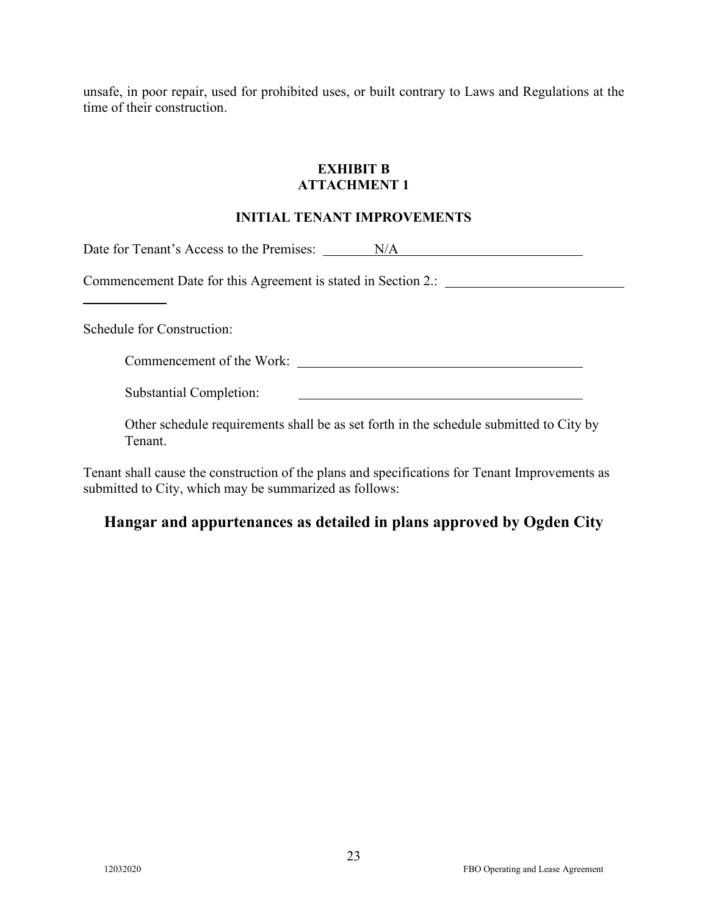unsafe, in poor repair, used for prohibited uses, or built contrary to Laws and Regulations at the time of their construction.

## EXHIBIT B
## ATTACHMENT 1

### INITIAL TENANT IMPROVEMENTS

Date for Tenant's Access to the Premises: N/A

Commencement Date for this Agreement is stated in Section 2.: ____________

Schedule for Construction:

Commencement of the Work: ____________

Substantial Completion: ____________

Other schedule requirements shall be as set forth in the schedule submitted to City by Tenant.

Tenant shall cause the construction of the plans and specifications for Tenant Improvements as submitted to City, which may be summarized as follows:

**Hangar and appurtenances as detailed in plans approved by Ogden City**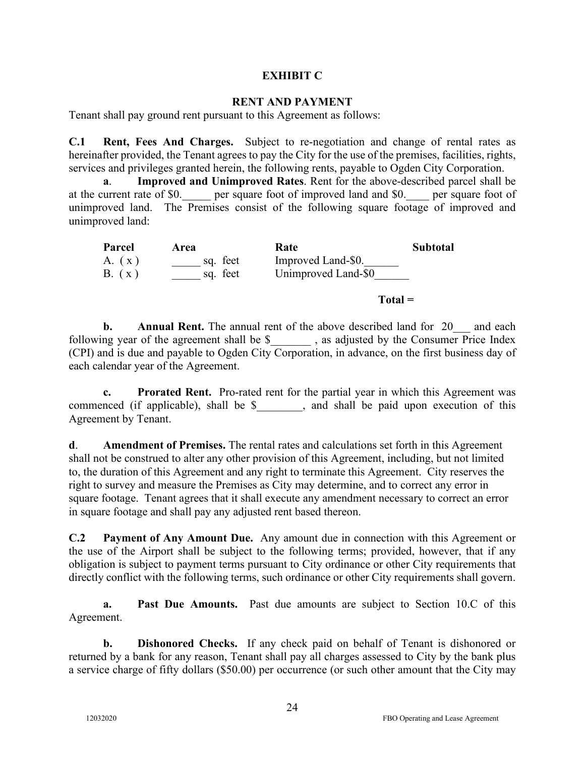# EXHIBIT C

## RENT AND PAYMENT

Tenant shall pay ground rent pursuant to this Agreement as follows:

**C.1 Rent, Fees And Charges.** Subject to re-negotiation and change of rental rates as hereinafter provided, the Tenant agrees to pay the City for the use of the premises, facilities, rights, services and privileges granted herein, the following rents, payable to Ogden City Corporation.

**a**. **Improved and Unimproved Rates**. Rent for the above-described parcel shall be at the current rate of $0._____ per square foot of improved land and $0.____ per square foot of unimproved land. The Premises consist of the following square footage of improved and unimproved land:

| Parcel | Area | Rate | Subtotal |
|---|---|---|---|
| A. ( x ) | _____ sq. feet | Improved Land-$0.______ | |
| B. ( x ) | _____ sq. feet | Unimproved Land-$0______ | |
| | | **Total =** | |

**b. Annual Rent.** The annual rent of the above described land for 20___ and each following year of the agreement shall be $_______ , as adjusted by the Consumer Price Index (CPI) and is due and payable to Ogden City Corporation, in advance, on the first business day of each calendar year of the Agreement.

**c. Prorated Rent.** Pro-rated rent for the partial year in which this Agreement was commenced (if applicable), shall be $________, and shall be paid upon execution of this Agreement by Tenant.

**d**. **Amendment of Premises.** The rental rates and calculations set forth in this Agreement shall not be construed to alter any other provision of this Agreement, including, but not limited to, the duration of this Agreement and any right to terminate this Agreement. City reserves the right to survey and measure the Premises as City may determine, and to correct any error in square footage. Tenant agrees that it shall execute any amendment necessary to correct an error in square footage and shall pay any adjusted rent based thereon.

**C.2 Payment of Any Amount Due.** Any amount due in connection with this Agreement or the use of the Airport shall be subject to the following terms; provided, however, that if any obligation is subject to payment terms pursuant to City ordinance or other City requirements that directly conflict with the following terms, such ordinance or other City requirements shall govern.

**a. Past Due Amounts.** Past due amounts are subject to Section 10.C of this Agreement.

**b. Dishonored Checks.** If any check paid on behalf of Tenant is dishonored or returned by a bank for any reason, Tenant shall pay all charges assessed to City by the bank plus a service charge of fifty dollars ($50.00) per occurrence (or such other amount that the City may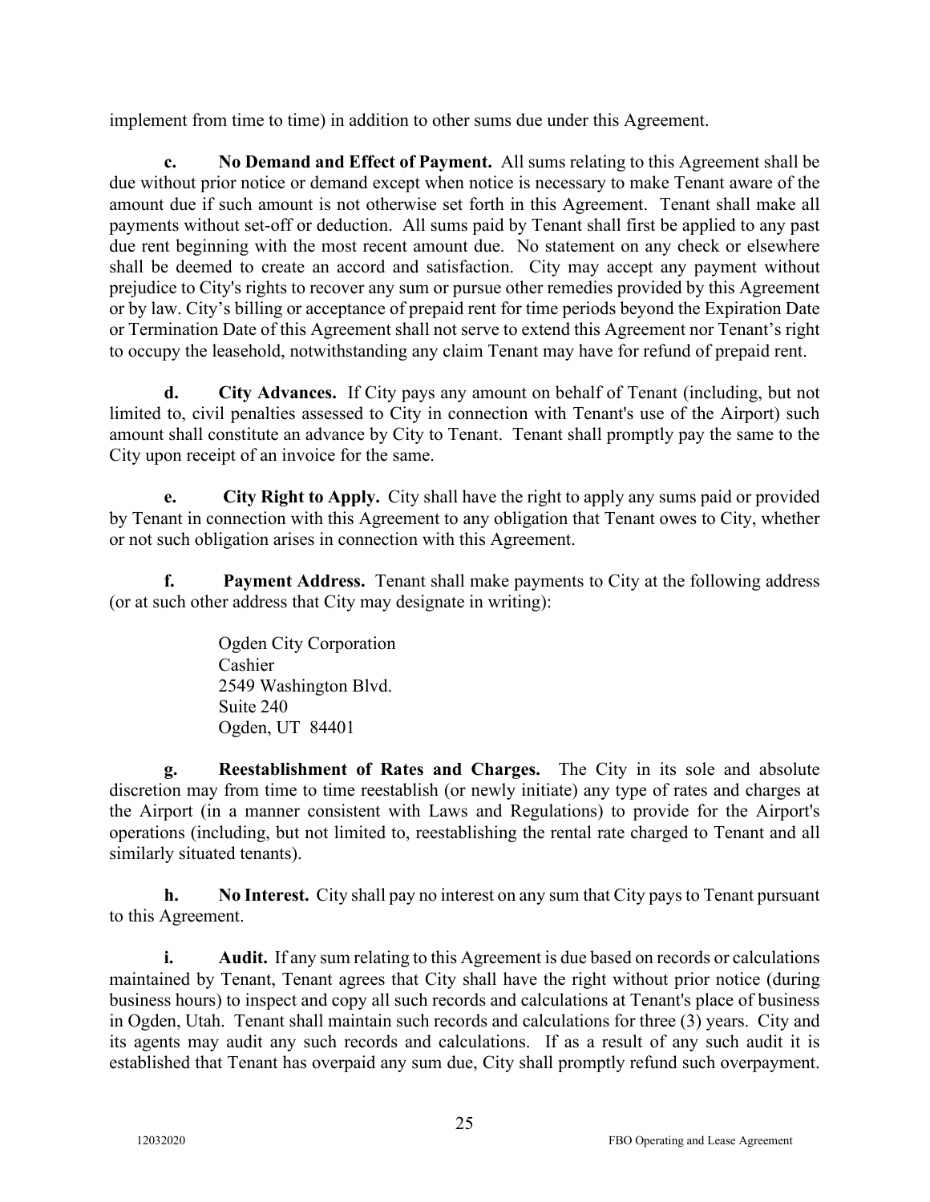implement from time to time) in addition to other sums due under this Agreement.

**c. No Demand and Effect of Payment.** All sums relating to this Agreement shall be due without prior notice or demand except when notice is necessary to make Tenant aware of the amount due if such amount is not otherwise set forth in this Agreement. Tenant shall make all payments without set-off or deduction. All sums paid by Tenant shall first be applied to any past due rent beginning with the most recent amount due. No statement on any check or elsewhere shall be deemed to create an accord and satisfaction. City may accept any payment without prejudice to City's rights to recover any sum or pursue other remedies provided by this Agreement or by law. City's billing or acceptance of prepaid rent for time periods beyond the Expiration Date or Termination Date of this Agreement shall not serve to extend this Agreement nor Tenant's right to occupy the leasehold, notwithstanding any claim Tenant may have for refund of prepaid rent.

**d. City Advances.** If City pays any amount on behalf of Tenant (including, but not limited to, civil penalties assessed to City in connection with Tenant's use of the Airport) such amount shall constitute an advance by City to Tenant. Tenant shall promptly pay the same to the City upon receipt of an invoice for the same.

**e. City Right to Apply.** City shall have the right to apply any sums paid or provided by Tenant in connection with this Agreement to any obligation that Tenant owes to City, whether or not such obligation arises in connection with this Agreement.

**f. Payment Address.** Tenant shall make payments to City at the following address (or at such other address that City may designate in writing):

Ogden City Corporation
Cashier
2549 Washington Blvd.
Suite 240
Ogden, UT 84401

**g. Reestablishment of Rates and Charges.** The City in its sole and absolute discretion may from time to time reestablish (or newly initiate) any type of rates and charges at the Airport (in a manner consistent with Laws and Regulations) to provide for the Airport's operations (including, but not limited to, reestablishing the rental rate charged to Tenant and all similarly situated tenants).

**h. No Interest.** City shall pay no interest on any sum that City pays to Tenant pursuant to this Agreement.

**i. Audit.** If any sum relating to this Agreement is due based on records or calculations maintained by Tenant, Tenant agrees that City shall have the right without prior notice (during business hours) to inspect and copy all such records and calculations at Tenant's place of business in Ogden, Utah. Tenant shall maintain such records and calculations for three (3) years. City and its agents may audit any such records and calculations. If as a result of any such audit it is established that Tenant has overpaid any sum due, City shall promptly refund such overpayment.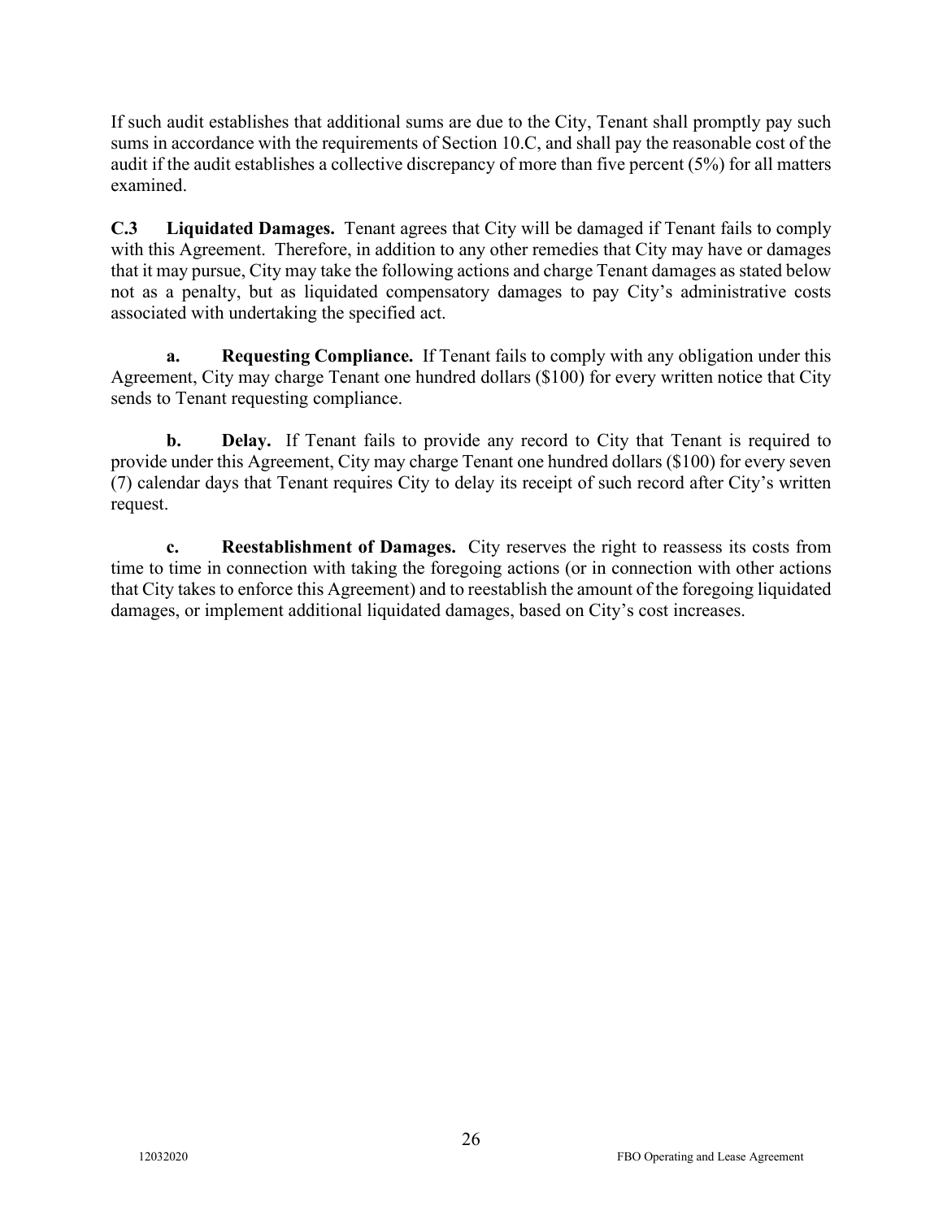If such audit establishes that additional sums are due to the City, Tenant shall promptly pay such sums in accordance with the requirements of Section 10.C, and shall pay the reasonable cost of the audit if the audit establishes a collective discrepancy of more than five percent (5%) for all matters examined.

**C.3 Liquidated Damages.** Tenant agrees that City will be damaged if Tenant fails to comply with this Agreement. Therefore, in addition to any other remedies that City may have or damages that it may pursue, City may take the following actions and charge Tenant damages as stated below not as a penalty, but as liquidated compensatory damages to pay City's administrative costs associated with undertaking the specified act.

**a. Requesting Compliance.** If Tenant fails to comply with any obligation under this Agreement, City may charge Tenant one hundred dollars ($100) for every written notice that City sends to Tenant requesting compliance.

**b. Delay.** If Tenant fails to provide any record to City that Tenant is required to provide under this Agreement, City may charge Tenant one hundred dollars ($100) for every seven (7) calendar days that Tenant requires City to delay its receipt of such record after City's written request.

**c. Reestablishment of Damages.** City reserves the right to reassess its costs from time to time in connection with taking the foregoing actions (or in connection with other actions that City takes to enforce this Agreement) and to reestablish the amount of the foregoing liquidated damages, or implement additional liquidated damages, based on City's cost increases.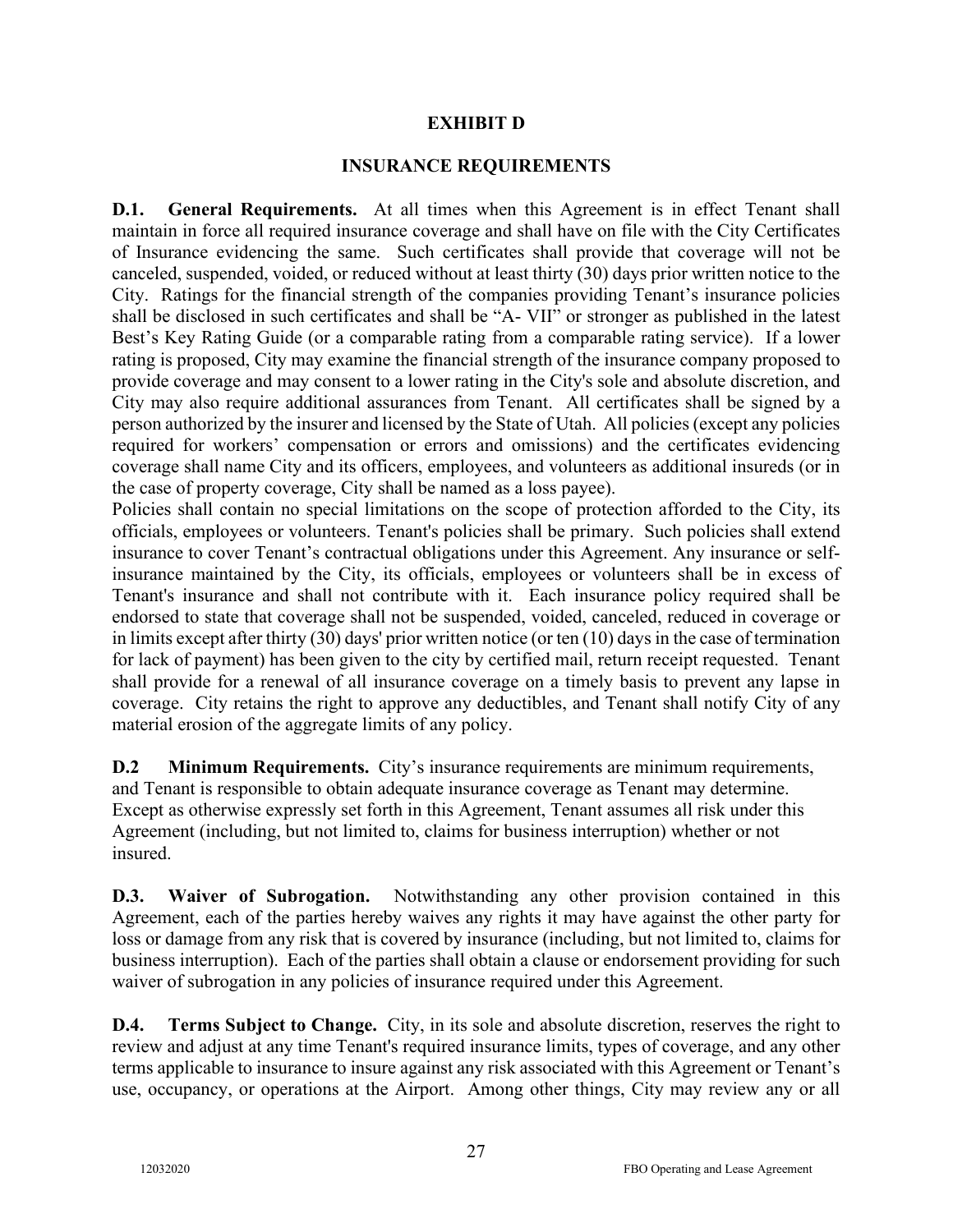# EXHIBIT D

## INSURANCE REQUIREMENTS

**D.1. General Requirements.** At all times when this Agreement is in effect Tenant shall maintain in force all required insurance coverage and shall have on file with the City Certificates of Insurance evidencing the same. Such certificates shall provide that coverage will not be canceled, suspended, voided, or reduced without at least thirty (30) days prior written notice to the City. Ratings for the financial strength of the companies providing Tenant's insurance policies shall be disclosed in such certificates and shall be "A- VII" or stronger as published in the latest Best's Key Rating Guide (or a comparable rating from a comparable rating service). If a lower rating is proposed, City may examine the financial strength of the insurance company proposed to provide coverage and may consent to a lower rating in the City's sole and absolute discretion, and City may also require additional assurances from Tenant. All certificates shall be signed by a person authorized by the insurer and licensed by the State of Utah. All policies (except any policies required for workers' compensation or errors and omissions) and the certificates evidencing coverage shall name City and its officers, employees, and volunteers as additional insureds (or in the case of property coverage, City shall be named as a loss payee).

Policies shall contain no special limitations on the scope of protection afforded to the City, its officials, employees or volunteers. Tenant's policies shall be primary. Such policies shall extend insurance to cover Tenant's contractual obligations under this Agreement. Any insurance or self-insurance maintained by the City, its officials, employees or volunteers shall be in excess of Tenant's insurance and shall not contribute with it. Each insurance policy required shall be endorsed to state that coverage shall not be suspended, voided, canceled, reduced in coverage or in limits except after thirty (30) days' prior written notice (or ten (10) days in the case of termination for lack of payment) has been given to the city by certified mail, return receipt requested. Tenant shall provide for a renewal of all insurance coverage on a timely basis to prevent any lapse in coverage. City retains the right to approve any deductibles, and Tenant shall notify City of any material erosion of the aggregate limits of any policy.

**D.2 Minimum Requirements.** City's insurance requirements are minimum requirements, and Tenant is responsible to obtain adequate insurance coverage as Tenant may determine. Except as otherwise expressly set forth in this Agreement, Tenant assumes all risk under this Agreement (including, but not limited to, claims for business interruption) whether or not insured.

**D.3. Waiver of Subrogation.** Notwithstanding any other provision contained in this Agreement, each of the parties hereby waives any rights it may have against the other party for loss or damage from any risk that is covered by insurance (including, but not limited to, claims for business interruption). Each of the parties shall obtain a clause or endorsement providing for such waiver of subrogation in any policies of insurance required under this Agreement.

**D.4. Terms Subject to Change.** City, in its sole and absolute discretion, reserves the right to review and adjust at any time Tenant's required insurance limits, types of coverage, and any other terms applicable to insurance to insure against any risk associated with this Agreement or Tenant's use, occupancy, or operations at the Airport. Among other things, City may review any or all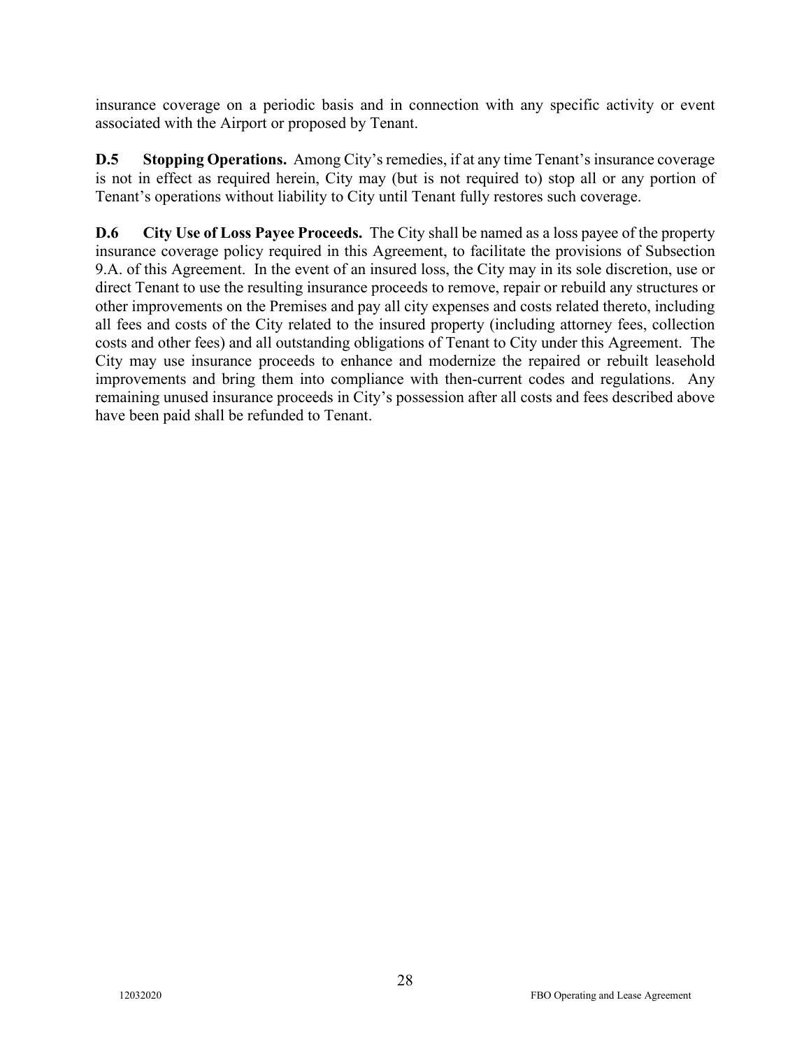insurance coverage on a periodic basis and in connection with any specific activity or event associated with the Airport or proposed by Tenant.

**D.5 Stopping Operations.** Among City's remedies, if at any time Tenant's insurance coverage is not in effect as required herein, City may (but is not required to) stop all or any portion of Tenant's operations without liability to City until Tenant fully restores such coverage.

**D.6 City Use of Loss Payee Proceeds.** The City shall be named as a loss payee of the property insurance coverage policy required in this Agreement, to facilitate the provisions of Subsection 9.A. of this Agreement. In the event of an insured loss, the City may in its sole discretion, use or direct Tenant to use the resulting insurance proceeds to remove, repair or rebuild any structures or other improvements on the Premises and pay all city expenses and costs related thereto, including all fees and costs of the City related to the insured property (including attorney fees, collection costs and other fees) and all outstanding obligations of Tenant to City under this Agreement. The City may use insurance proceeds to enhance and modernize the repaired or rebuilt leasehold improvements and bring them into compliance with then-current codes and regulations. Any remaining unused insurance proceeds in City's possession after all costs and fees described above have been paid shall be refunded to Tenant.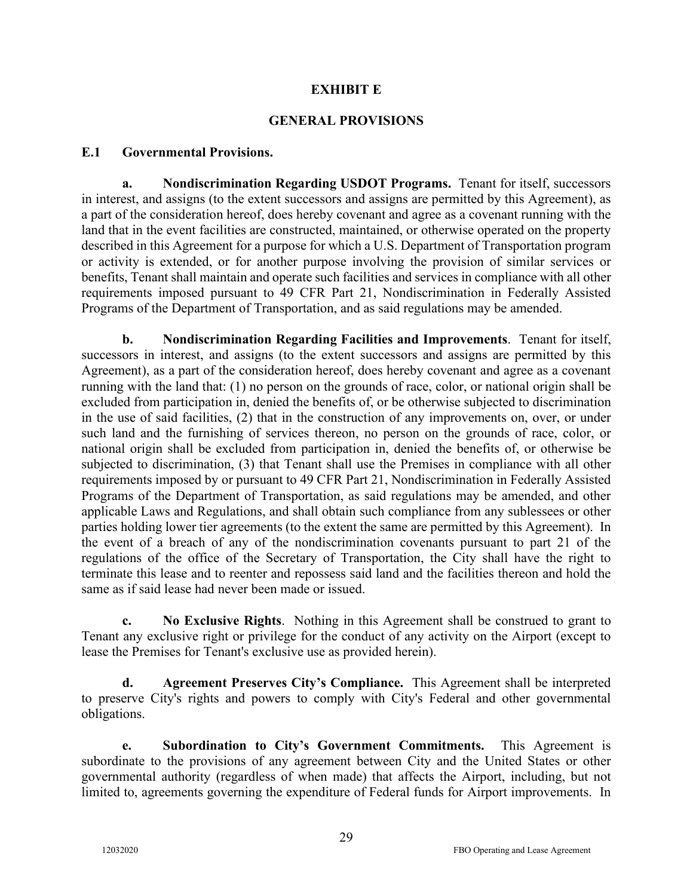# EXHIBIT E

## GENERAL PROVISIONS

### E.1 Governmental Provisions.

**a. Nondiscrimination Regarding USDOT Programs.** Tenant for itself, successors in interest, and assigns (to the extent successors and assigns are permitted by this Agreement), as a part of the consideration hereof, does hereby covenant and agree as a covenant running with the land that in the event facilities are constructed, maintained, or otherwise operated on the property described in this Agreement for a purpose for which a U.S. Department of Transportation program or activity is extended, or for another purpose involving the provision of similar services or benefits, Tenant shall maintain and operate such facilities and services in compliance with all other requirements imposed pursuant to 49 CFR Part 21, Nondiscrimination in Federally Assisted Programs of the Department of Transportation, and as said regulations may be amended.

**b. Nondiscrimination Regarding Facilities and Improvements**. Tenant for itself, successors in interest, and assigns (to the extent successors and assigns are permitted by this Agreement), as a part of the consideration hereof, does hereby covenant and agree as a covenant running with the land that: (1) no person on the grounds of race, color, or national origin shall be excluded from participation in, denied the benefits of, or be otherwise subjected to discrimination in the use of said facilities, (2) that in the construction of any improvements on, over, or under such land and the furnishing of services thereon, no person on the grounds of race, color, or national origin shall be excluded from participation in, denied the benefits of, or otherwise be subjected to discrimination, (3) that Tenant shall use the Premises in compliance with all other requirements imposed by or pursuant to 49 CFR Part 21, Nondiscrimination in Federally Assisted Programs of the Department of Transportation, as said regulations may be amended, and other applicable Laws and Regulations, and shall obtain such compliance from any sublessees or other parties holding lower tier agreements (to the extent the same are permitted by this Agreement). In the event of a breach of any of the nondiscrimination covenants pursuant to part 21 of the regulations of the office of the Secretary of Transportation, the City shall have the right to terminate this lease and to reenter and repossess said land and the facilities thereon and hold the same as if said lease had never been made or issued.

**c. No Exclusive Rights**. Nothing in this Agreement shall be construed to grant to Tenant any exclusive right or privilege for the conduct of any activity on the Airport (except to lease the Premises for Tenant's exclusive use as provided herein).

**d. Agreement Preserves City's Compliance.** This Agreement shall be interpreted to preserve City's rights and powers to comply with City's Federal and other governmental obligations.

**e. Subordination to City's Government Commitments.** This Agreement is subordinate to the provisions of any agreement between City and the United States or other governmental authority (regardless of when made) that affects the Airport, including, but not limited to, agreements governing the expenditure of Federal funds for Airport improvements. In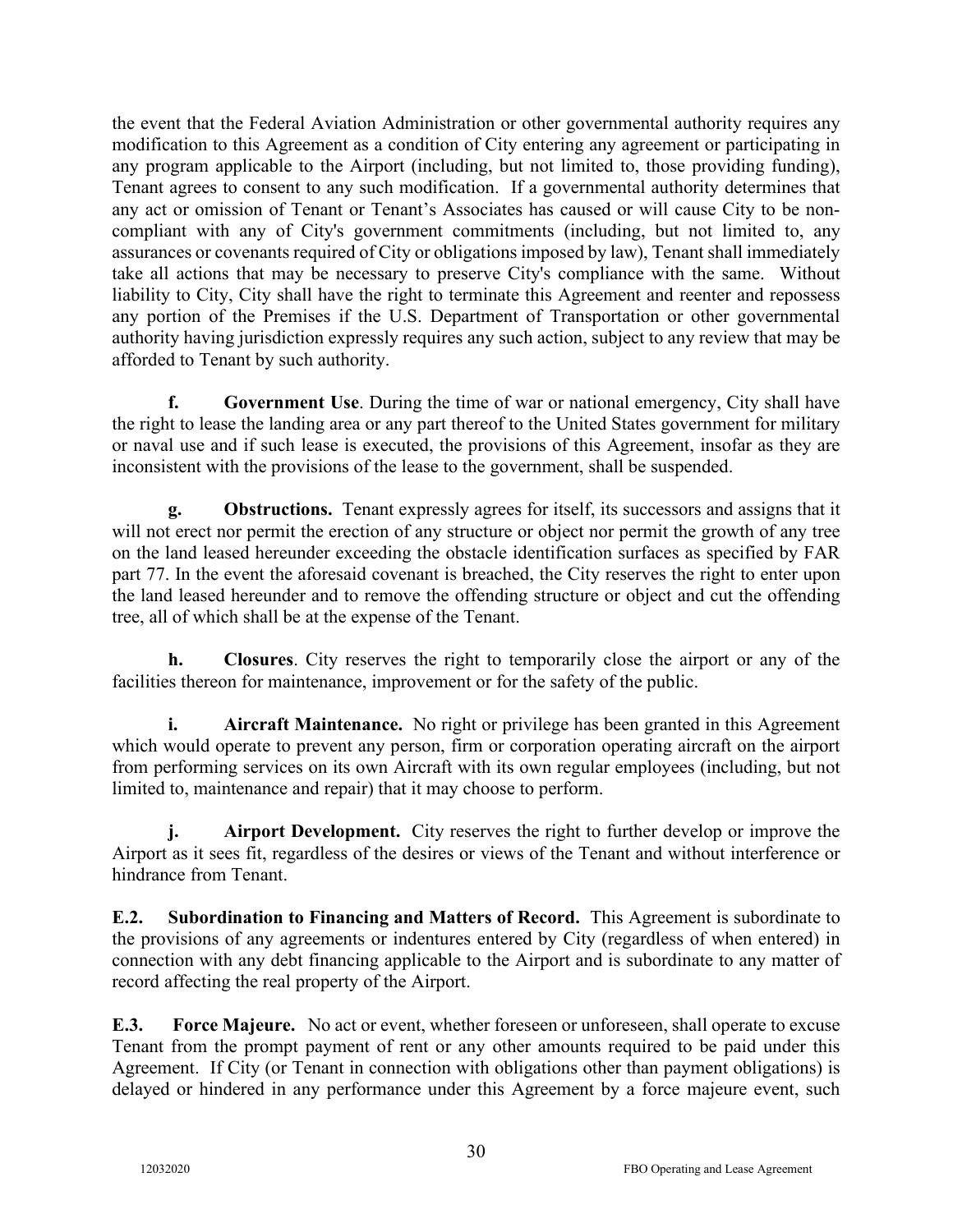the event that the Federal Aviation Administration or other governmental authority requires any modification to this Agreement as a condition of City entering any agreement or participating in any program applicable to the Airport (including, but not limited to, those providing funding), Tenant agrees to consent to any such modification. If a governmental authority determines that any act or omission of Tenant or Tenant's Associates has caused or will cause City to be non-compliant with any of City's government commitments (including, but not limited to, any assurances or covenants required of City or obligations imposed by law), Tenant shall immediately take all actions that may be necessary to preserve City's compliance with the same. Without liability to City, City shall have the right to terminate this Agreement and reenter and repossess any portion of the Premises if the U.S. Department of Transportation or other governmental authority having jurisdiction expressly requires any such action, subject to any review that may be afforded to Tenant by such authority.

**f. Government Use**. During the time of war or national emergency, City shall have the right to lease the landing area or any part thereof to the United States government for military or naval use and if such lease is executed, the provisions of this Agreement, insofar as they are inconsistent with the provisions of the lease to the government, shall be suspended.

**g. Obstructions.** Tenant expressly agrees for itself, its successors and assigns that it will not erect nor permit the erection of any structure or object nor permit the growth of any tree on the land leased hereunder exceeding the obstacle identification surfaces as specified by FAR part 77. In the event the aforesaid covenant is breached, the City reserves the right to enter upon the land leased hereunder and to remove the offending structure or object and cut the offending tree, all of which shall be at the expense of the Tenant.

**h. Closures**. City reserves the right to temporarily close the airport or any of the facilities thereon for maintenance, improvement or for the safety of the public.

**i. Aircraft Maintenance.** No right or privilege has been granted in this Agreement which would operate to prevent any person, firm or corporation operating aircraft on the airport from performing services on its own Aircraft with its own regular employees (including, but not limited to, maintenance and repair) that it may choose to perform.

**j. Airport Development.** City reserves the right to further develop or improve the Airport as it sees fit, regardless of the desires or views of the Tenant and without interference or hindrance from Tenant.

**E.2. Subordination to Financing and Matters of Record.** This Agreement is subordinate to the provisions of any agreements or indentures entered by City (regardless of when entered) in connection with any debt financing applicable to the Airport and is subordinate to any matter of record affecting the real property of the Airport.

**E.3. Force Majeure.** No act or event, whether foreseen or unforeseen, shall operate to excuse Tenant from the prompt payment of rent or any other amounts required to be paid under this Agreement. If City (or Tenant in connection with obligations other than payment obligations) is delayed or hindered in any performance under this Agreement by a force majeure event, such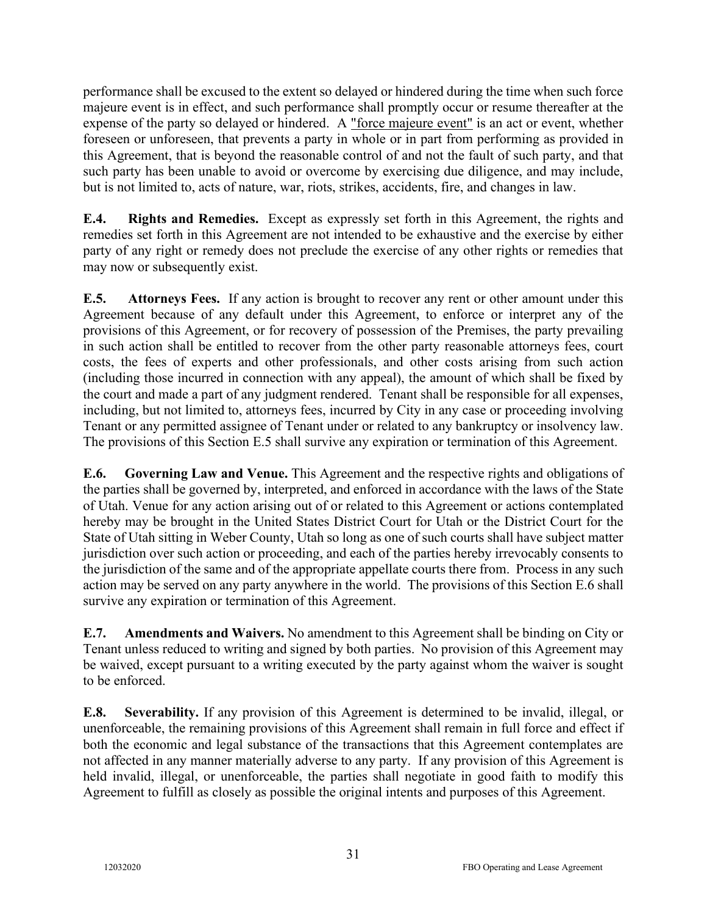performance shall be excused to the extent so delayed or hindered during the time when such force majeure event is in effect, and such performance shall promptly occur or resume thereafter at the expense of the party so delayed or hindered. A "force majeure event" is an act or event, whether foreseen or unforeseen, that prevents a party in whole or in part from performing as provided in this Agreement, that is beyond the reasonable control of and not the fault of such party, and that such party has been unable to avoid or overcome by exercising due diligence, and may include, but is not limited to, acts of nature, war, riots, strikes, accidents, fire, and changes in law.

**E.4. Rights and Remedies.** Except as expressly set forth in this Agreement, the rights and remedies set forth in this Agreement are not intended to be exhaustive and the exercise by either party of any right or remedy does not preclude the exercise of any other rights or remedies that may now or subsequently exist.

**E.5. Attorneys Fees.** If any action is brought to recover any rent or other amount under this Agreement because of any default under this Agreement, to enforce or interpret any of the provisions of this Agreement, or for recovery of possession of the Premises, the party prevailing in such action shall be entitled to recover from the other party reasonable attorneys fees, court costs, the fees of experts and other professionals, and other costs arising from such action (including those incurred in connection with any appeal), the amount of which shall be fixed by the court and made a part of any judgment rendered. Tenant shall be responsible for all expenses, including, but not limited to, attorneys fees, incurred by City in any case or proceeding involving Tenant or any permitted assignee of Tenant under or related to any bankruptcy or insolvency law. The provisions of this Section E.5 shall survive any expiration or termination of this Agreement.

**E.6. Governing Law and Venue.** This Agreement and the respective rights and obligations of the parties shall be governed by, interpreted, and enforced in accordance with the laws of the State of Utah. Venue for any action arising out of or related to this Agreement or actions contemplated hereby may be brought in the United States District Court for Utah or the District Court for the State of Utah sitting in Weber County, Utah so long as one of such courts shall have subject matter jurisdiction over such action or proceeding, and each of the parties hereby irrevocably consents to the jurisdiction of the same and of the appropriate appellate courts there from. Process in any such action may be served on any party anywhere in the world. The provisions of this Section E.6 shall survive any expiration or termination of this Agreement.

**E.7. Amendments and Waivers.** No amendment to this Agreement shall be binding on City or Tenant unless reduced to writing and signed by both parties. No provision of this Agreement may be waived, except pursuant to a writing executed by the party against whom the waiver is sought to be enforced.

**E.8. Severability.** If any provision of this Agreement is determined to be invalid, illegal, or unenforceable, the remaining provisions of this Agreement shall remain in full force and effect if both the economic and legal substance of the transactions that this Agreement contemplates are not affected in any manner materially adverse to any party. If any provision of this Agreement is held invalid, illegal, or unenforceable, the parties shall negotiate in good faith to modify this Agreement to fulfill as closely as possible the original intents and purposes of this Agreement.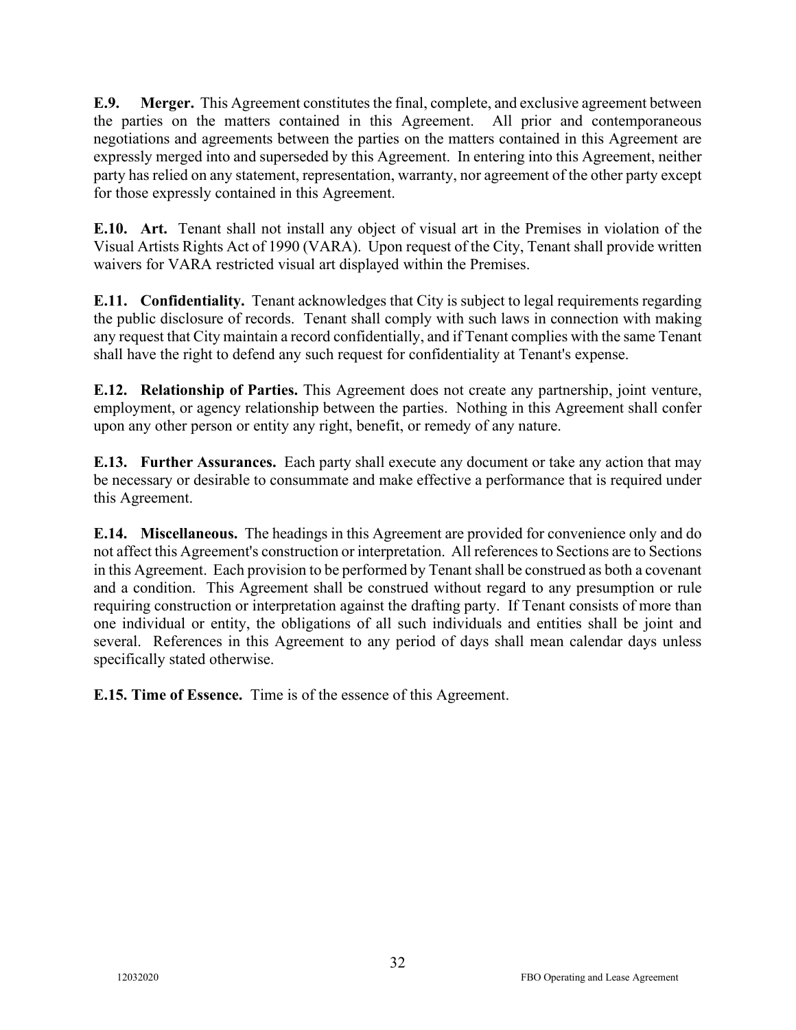**E.9. Merger.** This Agreement constitutes the final, complete, and exclusive agreement between the parties on the matters contained in this Agreement. All prior and contemporaneous negotiations and agreements between the parties on the matters contained in this Agreement are expressly merged into and superseded by this Agreement. In entering into this Agreement, neither party has relied on any statement, representation, warranty, nor agreement of the other party except for those expressly contained in this Agreement.

**E.10. Art.** Tenant shall not install any object of visual art in the Premises in violation of the Visual Artists Rights Act of 1990 (VARA). Upon request of the City, Tenant shall provide written waivers for VARA restricted visual art displayed within the Premises.

**E.11. Confidentiality.** Tenant acknowledges that City is subject to legal requirements regarding the public disclosure of records. Tenant shall comply with such laws in connection with making any request that City maintain a record confidentially, and if Tenant complies with the same Tenant shall have the right to defend any such request for confidentiality at Tenant's expense.

**E.12. Relationship of Parties.** This Agreement does not create any partnership, joint venture, employment, or agency relationship between the parties. Nothing in this Agreement shall confer upon any other person or entity any right, benefit, or remedy of any nature.

**E.13. Further Assurances.** Each party shall execute any document or take any action that may be necessary or desirable to consummate and make effective a performance that is required under this Agreement.

**E.14. Miscellaneous.** The headings in this Agreement are provided for convenience only and do not affect this Agreement's construction or interpretation. All references to Sections are to Sections in this Agreement. Each provision to be performed by Tenant shall be construed as both a covenant and a condition. This Agreement shall be construed without regard to any presumption or rule requiring construction or interpretation against the drafting party. If Tenant consists of more than one individual or entity, the obligations of all such individuals and entities shall be joint and several. References in this Agreement to any period of days shall mean calendar days unless specifically stated otherwise.

**E.15. Time of Essence.** Time is of the essence of this Agreement.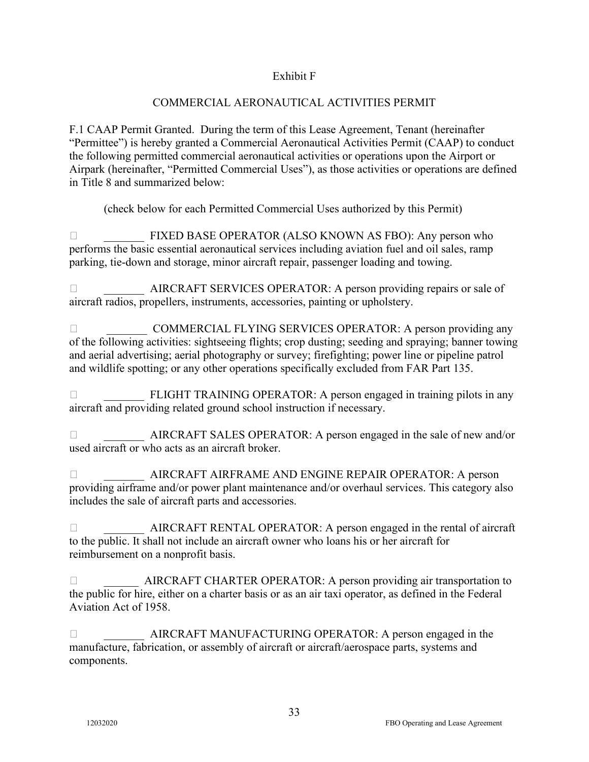Exhibit F

COMMERCIAL AERONAUTICAL ACTIVITIES PERMIT

F.1 CAAP Permit Granted. During the term of this Lease Agreement, Tenant (hereinafter "Permittee") is hereby granted a Commercial Aeronautical Activities Permit (CAAP) to conduct the following permitted commercial aeronautical activities or operations upon the Airport or Airpark (hereinafter, "Permitted Commercial Uses"), as those activities or operations are defined in Title 8 and summarized below:

(check below for each Permitted Commercial Uses authorized by this Permit)

☐ _______ FIXED BASE OPERATOR (ALSO KNOWN AS FBO): Any person who performs the basic essential aeronautical services including aviation fuel and oil sales, ramp parking, tie-down and storage, minor aircraft repair, passenger loading and towing.

☐ _______ AIRCRAFT SERVICES OPERATOR: A person providing repairs or sale of aircraft radios, propellers, instruments, accessories, painting or upholstery.

☐ _______ COMMERCIAL FLYING SERVICES OPERATOR: A person providing any of the following activities: sightseeing flights; crop dusting; seeding and spraying; banner towing and aerial advertising; aerial photography or survey; firefighting; power line or pipeline patrol and wildlife spotting; or any other operations specifically excluded from FAR Part 135.

☐ _______ FLIGHT TRAINING OPERATOR: A person engaged in training pilots in any aircraft and providing related ground school instruction if necessary.

☐ _______ AIRCRAFT SALES OPERATOR: A person engaged in the sale of new and/or used aircraft or who acts as an aircraft broker.

☐ _______ AIRCRAFT AIRFRAME AND ENGINE REPAIR OPERATOR: A person providing airframe and/or power plant maintenance and/or overhaul services. This category also includes the sale of aircraft parts and accessories.

☐ _______ AIRCRAFT RENTAL OPERATOR: A person engaged in the rental of aircraft to the public. It shall not include an aircraft owner who loans his or her aircraft for reimbursement on a nonprofit basis.

☐ ______ AIRCRAFT CHARTER OPERATOR: A person providing air transportation to the public for hire, either on a charter basis or as an air taxi operator, as defined in the Federal Aviation Act of 1958.

☐ _______ AIRCRAFT MANUFACTURING OPERATOR: A person engaged in the manufacture, fabrication, or assembly of aircraft or aircraft/aerospace parts, systems and components.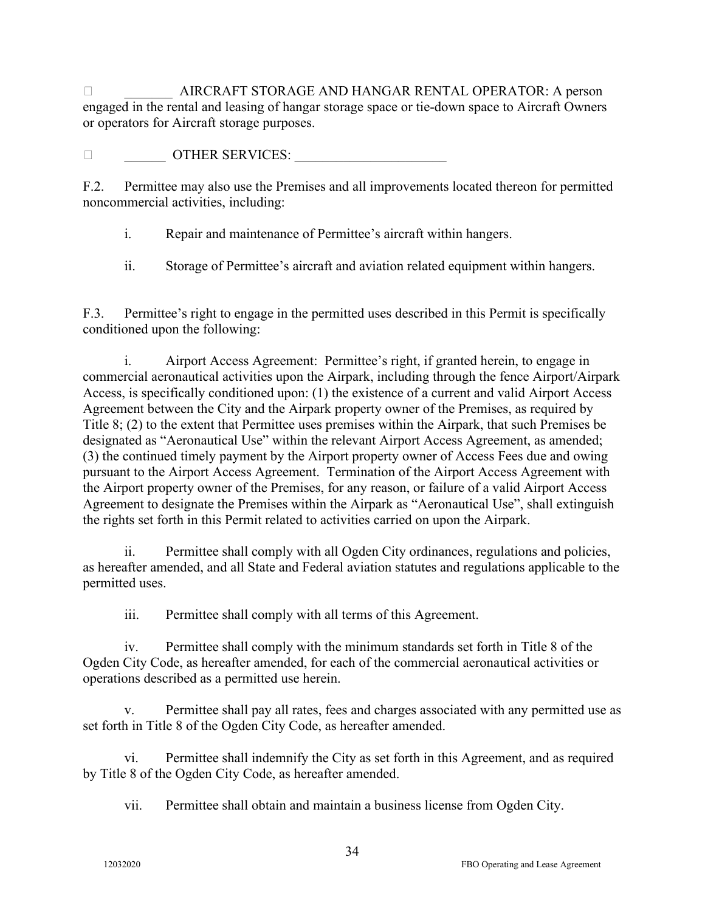☐ _______ AIRCRAFT STORAGE AND HANGAR RENTAL OPERATOR: A person engaged in the rental and leasing of hangar storage space or tie-down space to Aircraft Owners or operators for Aircraft storage purposes.

☐ ______ OTHER SERVICES: ______________________

F.2. Permittee may also use the Premises and all improvements located thereon for permitted noncommercial activities, including:

i. Repair and maintenance of Permittee's aircraft within hangers.

ii. Storage of Permittee's aircraft and aviation related equipment within hangers.

F.3. Permittee's right to engage in the permitted uses described in this Permit is specifically conditioned upon the following:

i. Airport Access Agreement: Permittee's right, if granted herein, to engage in commercial aeronautical activities upon the Airpark, including through the fence Airport/Airpark Access, is specifically conditioned upon: (1) the existence of a current and valid Airport Access Agreement between the City and the Airpark property owner of the Premises, as required by Title 8; (2) to the extent that Permittee uses premises within the Airpark, that such Premises be designated as "Aeronautical Use" within the relevant Airport Access Agreement, as amended; (3) the continued timely payment by the Airport property owner of Access Fees due and owing pursuant to the Airport Access Agreement. Termination of the Airport Access Agreement with the Airport property owner of the Premises, for any reason, or failure of a valid Airport Access Agreement to designate the Premises within the Airpark as "Aeronautical Use", shall extinguish the rights set forth in this Permit related to activities carried on upon the Airpark.

ii. Permittee shall comply with all Ogden City ordinances, regulations and policies, as hereafter amended, and all State and Federal aviation statutes and regulations applicable to the permitted uses.

iii. Permittee shall comply with all terms of this Agreement.

iv. Permittee shall comply with the minimum standards set forth in Title 8 of the Ogden City Code, as hereafter amended, for each of the commercial aeronautical activities or operations described as a permitted use herein.

v. Permittee shall pay all rates, fees and charges associated with any permitted use as set forth in Title 8 of the Ogden City Code, as hereafter amended.

vi. Permittee shall indemnify the City as set forth in this Agreement, and as required by Title 8 of the Ogden City Code, as hereafter amended.

vii. Permittee shall obtain and maintain a business license from Ogden City.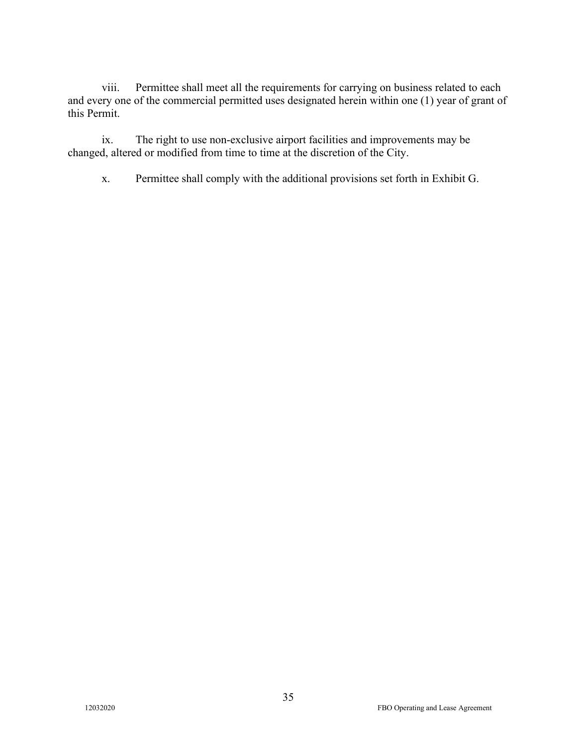viii. Permittee shall meet all the requirements for carrying on business related to each and every one of the commercial permitted uses designated herein within one (1) year of grant of this Permit.

ix. The right to use non-exclusive airport facilities and improvements may be changed, altered or modified from time to time at the discretion of the City.

x. Permittee shall comply with the additional provisions set forth in Exhibit G.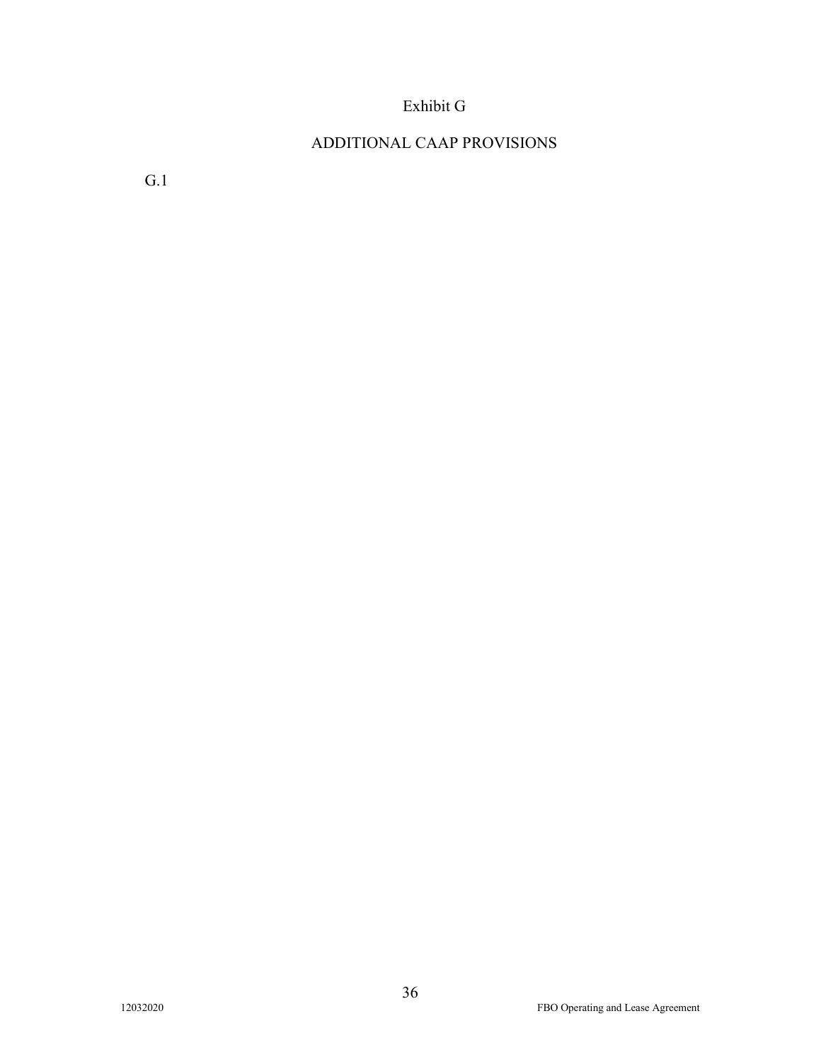# Exhibit G

## ADDITIONAL CAAP PROVISIONS

G.1